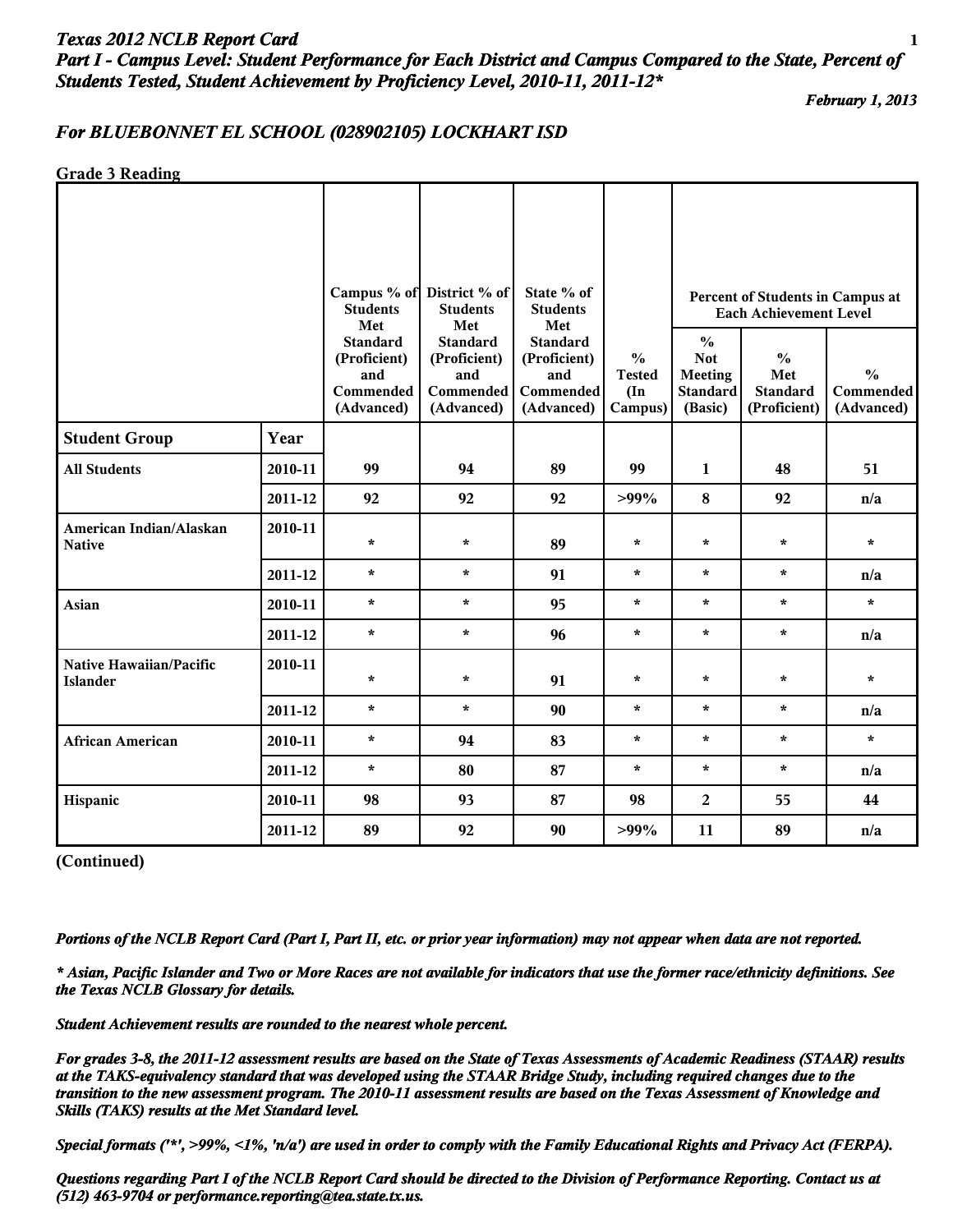# *Texas 2012 NCLB Report Card*

## *Part I - Campus Level: Student Performance for Each District and Campus Compared to the State, Percent of Students Tested, Student Achievement by Proficiency Level, 2010-11, 2011-12**

*February 1, 2013*

## *For BLUEBONNET EL SCHOOL (028902105) LOCKHART ISD*

**Grade 3 Reading**

| | | Campus % of Students Met Standard (Proficient) and Commended (Advanced) | District % of Students Met Standard (Proficient) and Commended (Advanced) | State % of Students Met Standard (Proficient) and Commended (Advanced) | % Tested (In Campus) | Percent of Students in Campus at Each Achievement Level | | |
|---|---|---|---|---|---|---|---|---|
| | | | | | | % Not Meeting Standard (Basic) | % Met Standard (Proficient) | % Commended (Advanced) |
| **Student Group** | **Year** | | | | | | | |
| **All Students** | 2010-11 | 99 | 94 | 89 | 99 | 1 | 48 | 51 |
| | 2011-12 | 92 | 92 | 92 | >99% | 8 | 92 | n/a |
| **American Indian/Alaskan Native** | 2010-11 | * | * | 89 | * | * | * | * |
| | 2011-12 | * | * | 91 | * | * | * | n/a |
| **Asian** | 2010-11 | * | * | 95 | * | * | * | * |
| | 2011-12 | * | * | 96 | * | * | * | n/a |
| **Native Hawaiian/Pacific Islander** | 2010-11 | * | * | 91 | * | * | * | * |
| | 2011-12 | * | * | 90 | * | * | * | n/a |
| **African American** | 2010-11 | * | 94 | 83 | * | * | * | * |
| | 2011-12 | * | 80 | 87 | * | * | * | n/a |
| **Hispanic** | 2010-11 | 98 | 93 | 87 | 98 | 2 | 55 | 44 |
| | 2011-12 | 89 | 92 | 90 | >99% | 11 | 89 | n/a |

**(Continued)**

*Portions of the NCLB Report Card (Part I, Part II, etc. or prior year information) may not appear when data are not reported.*

*\* Asian, Pacific Islander and Two or More Races are not available for indicators that use the former race/ethnicity definitions. See the Texas NCLB Glossary for details.*

*Student Achievement results are rounded to the nearest whole percent.*

*For grades 3-8, the 2011-12 assessment results are based on the State of Texas Assessments of Academic Readiness (STAAR) results at the TAKS-equivalency standard that was developed using the STAAR Bridge Study, including required changes due to the transition to the new assessment program. The 2010-11 assessment results are based on the Texas Assessment of Knowledge and Skills (TAKS) results at the Met Standard level.*

*Special formats ('*', >99%, <1%, 'n/a') are used in order to comply with the Family Educational Rights and Privacy Act (FERPA).*

*Questions regarding Part I of the NCLB Report Card should be directed to the Division of Performance Reporting. Contact us at (512) 463-9704 or performance.reporting@tea.state.tx.us.*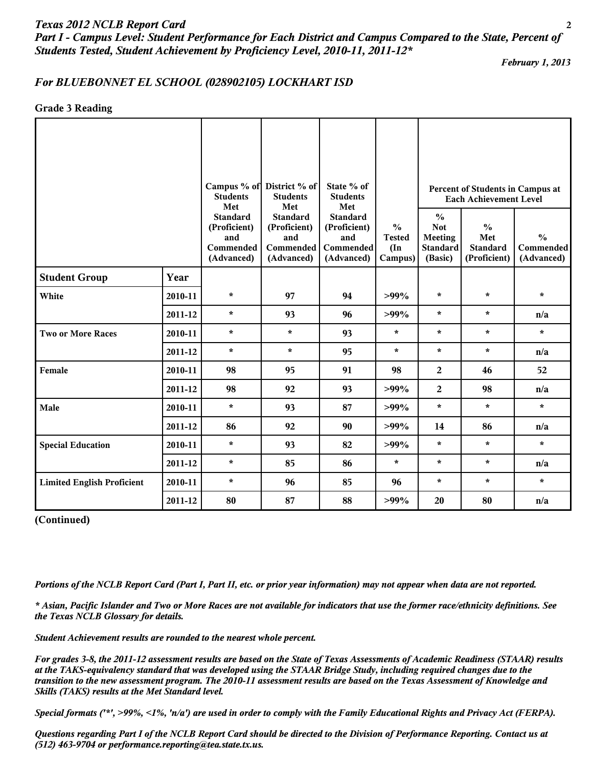*Texas 2012 NCLB Report Card*
*Part I - Campus Level: Student Performance for Each District and Campus Compared to the State, Percent of Students Tested, Student Achievement by Proficiency Level, 2010-11, 2011-12**

*February 1, 2013*

## *For BLUEBONNET EL SCHOOL (028902105) LOCKHART ISD*

### Grade 3 Reading

| | | Campus % of Students Met Standard (Proficient) and Commended (Advanced) | District % of Students Met Standard (Proficient) and Commended (Advanced) | State % of Students Met Standard (Proficient) and Commended (Advanced) | % Tested (In Campus) | Percent of Students in Campus at Each Achievement Level | | |
|---|---|---|---|---|---|---|---|---|
| | | | | | | % Not Meeting Standard (Basic) | % Met Standard (Proficient) | % Commended (Advanced) |
| **Student Group** | **Year** | | | | | | | |
| **White** | 2010-11 | * | 97 | 94 | >99% | * | * | * |
| | 2011-12 | * | 93 | 96 | >99% | * | * | n/a |
| **Two or More Races** | 2010-11 | * | * | 93 | * | * | * | * |
| | 2011-12 | * | * | 95 | * | * | * | n/a |
| **Female** | 2010-11 | 98 | 95 | 91 | 98 | 2 | 46 | 52 |
| | 2011-12 | 98 | 92 | 93 | >99% | 2 | 98 | n/a |
| **Male** | 2010-11 | * | 93 | 87 | >99% | * | * | * |
| | 2011-12 | 86 | 92 | 90 | >99% | 14 | 86 | n/a |
| **Special Education** | 2010-11 | * | 93 | 82 | >99% | * | * | * |
| | 2011-12 | * | 85 | 86 | * | * | * | n/a |
| **Limited English Proficient** | 2010-11 | * | 96 | 85 | 96 | * | * | * |
| | 2011-12 | 80 | 87 | 88 | >99% | 20 | 80 | n/a |

**(Continued)**

*Portions of the NCLB Report Card (Part I, Part II, etc. or prior year information) may not appear when data are not reported.*

** Asian, Pacific Islander and Two or More Races are not available for indicators that use the former race/ethnicity definitions. See the Texas NCLB Glossary for details.*

*Student Achievement results are rounded to the nearest whole percent.*

*For grades 3-8, the 2011-12 assessment results are based on the State of Texas Assessments of Academic Readiness (STAAR) results at the TAKS-equivalency standard that was developed using the STAAR Bridge Study, including required changes due to the transition to the new assessment program. The 2010-11 assessment results are based on the Texas Assessment of Knowledge and Skills (TAKS) results at the Met Standard level.*

*Special formats ('*', >99%, <1%, 'n/a') are used in order to comply with the Family Educational Rights and Privacy Act (FERPA).*

*Questions regarding Part I of the NCLB Report Card should be directed to the Division of Performance Reporting. Contact us at (512) 463-9704 or performance.reporting@tea.state.tx.us.*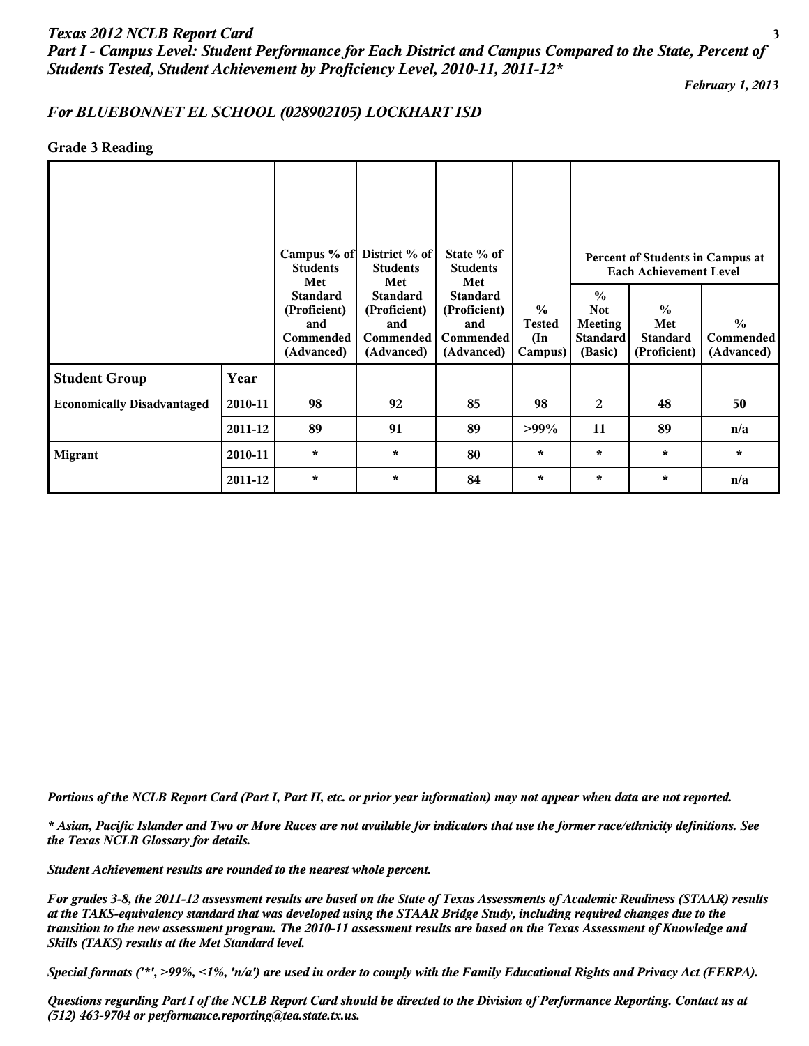*Texas 2012 NCLB Report Card*

## *Part I - Campus Level: Student Performance for Each District and Campus Compared to the State, Percent of Students Tested, Student Achievement by Proficiency Level, 2010-11, 2011-12**

*February 1, 2013*

### *For BLUEBONNET EL SCHOOL (028902105) LOCKHART ISD*

**Grade 3 Reading**

| | | Campus % of Students Met Standard (Proficient) and Commended (Advanced) | District % of Students Met Standard (Proficient) and Commended (Advanced) | State % of Students Met Standard (Proficient) and Commended (Advanced) | % Tested (In Campus) | Percent of Students in Campus at Each Achievement Level | | |
|---|---|---|---|---|---|---|---|---|
| | | | | | | % Not Meeting Standard (Basic) | % Met Standard (Proficient) | % Commended (Advanced) |
| **Student Group** | **Year** | | | | | | | |
| **Economically Disadvantaged** | 2010-11 | 98 | 92 | 85 | 98 | 2 | 48 | 50 |
| | 2011-12 | 89 | 91 | 89 | >99% | 11 | 89 | n/a |
| **Migrant** | 2010-11 | * | * | 80 | * | * | * | * |
| | 2011-12 | * | * | 84 | * | * | * | n/a |

*Portions of the NCLB Report Card (Part I, Part II, etc. or prior year information) may not appear when data are not reported.*

*\* Asian, Pacific Islander and Two or More Races are not available for indicators that use the former race/ethnicity definitions. See the Texas NCLB Glossary for details.*

*Student Achievement results are rounded to the nearest whole percent.*

*For grades 3-8, the 2011-12 assessment results are based on the State of Texas Assessments of Academic Readiness (STAAR) results at the TAKS-equivalency standard that was developed using the STAAR Bridge Study, including required changes due to the transition to the new assessment program. The 2010-11 assessment results are based on the Texas Assessment of Knowledge and Skills (TAKS) results at the Met Standard level.*

*Special formats ('*', >99%, <1%, 'n/a') are used in order to comply with the Family Educational Rights and Privacy Act (FERPA).*

*Questions regarding Part I of the NCLB Report Card should be directed to the Division of Performance Reporting. Contact us at (512) 463-9704 or performance.reporting@tea.state.tx.us.*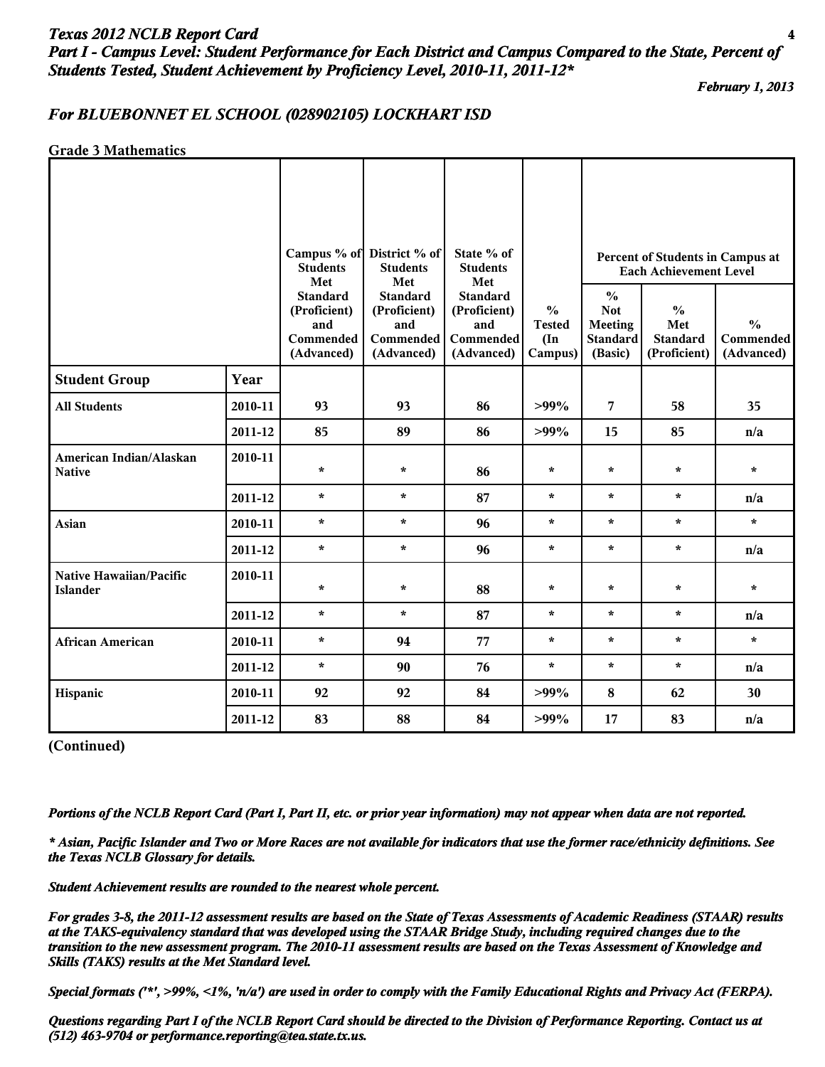*Texas 2012 NCLB Report Card*
***Part I - Campus Level: Student Performance for Each District and Campus Compared to the State, Percent of Students Tested, Student Achievement by Proficiency Level, 2010-11, 2011-12****

*February 1, 2013*

## *For BLUEBONNET EL SCHOOL (028902105) LOCKHART ISD*

**Grade 3 Mathematics**

| Student Group | Year | Campus % of Students Met Standard (Proficient) and Commended (Advanced) | District % of Students Met Standard (Proficient) and Commended (Advanced) | State % of Students Met Standard (Proficient) and Commended (Advanced) | % Tested (In Campus) | Percent of Students in Campus at Each Achievement Level: % Not Meeting Standard (Basic) | % Met Standard (Proficient) | % Commended (Advanced) |
|---|---|---|---|---|---|---|---|---|
| **All Students** | 2010-11 | 93 | 93 | 86 | >99% | 7 | 58 | 35 |
| | 2011-12 | 85 | 89 | 86 | >99% | 15 | 85 | n/a |
| **American Indian/Alaskan Native** | 2010-11 | * | * | 86 | * | * | * | * |
| | 2011-12 | * | * | 87 | * | * | * | n/a |
| **Asian** | 2010-11 | * | * | 96 | * | * | * | * |
| | 2011-12 | * | * | 96 | * | * | * | n/a |
| **Native Hawaiian/Pacific Islander** | 2010-11 | * | * | 88 | * | * | * | * |
| | 2011-12 | * | * | 87 | * | * | * | n/a |
| **African American** | 2010-11 | * | 94 | 77 | * | * | * | * |
| | 2011-12 | * | 90 | 76 | * | * | * | n/a |
| **Hispanic** | 2010-11 | 92 | 92 | 84 | >99% | 8 | 62 | 30 |
| | 2011-12 | 83 | 88 | 84 | >99% | 17 | 83 | n/a |

**(Continued)**

*Portions of the NCLB Report Card (Part I, Part II, etc. or prior year information) may not appear when data are not reported.*

*\* Asian, Pacific Islander and Two or More Races are not available for indicators that use the former race/ethnicity definitions. See the Texas NCLB Glossary for details.*

*Student Achievement results are rounded to the nearest whole percent.*

*For grades 3-8, the 2011-12 assessment results are based on the State of Texas Assessments of Academic Readiness (STAAR) results at the TAKS-equivalency standard that was developed using the STAAR Bridge Study, including required changes due to the transition to the new assessment program. The 2010-11 assessment results are based on the Texas Assessment of Knowledge and Skills (TAKS) results at the Met Standard level.*

*Special formats ('*', >99%, <1%, 'n/a') are used in order to comply with the Family Educational Rights and Privacy Act (FERPA).*

*Questions regarding Part I of the NCLB Report Card should be directed to the Division of Performance Reporting. Contact us at (512) 463-9704 or performance.reporting@tea.state.tx.us.*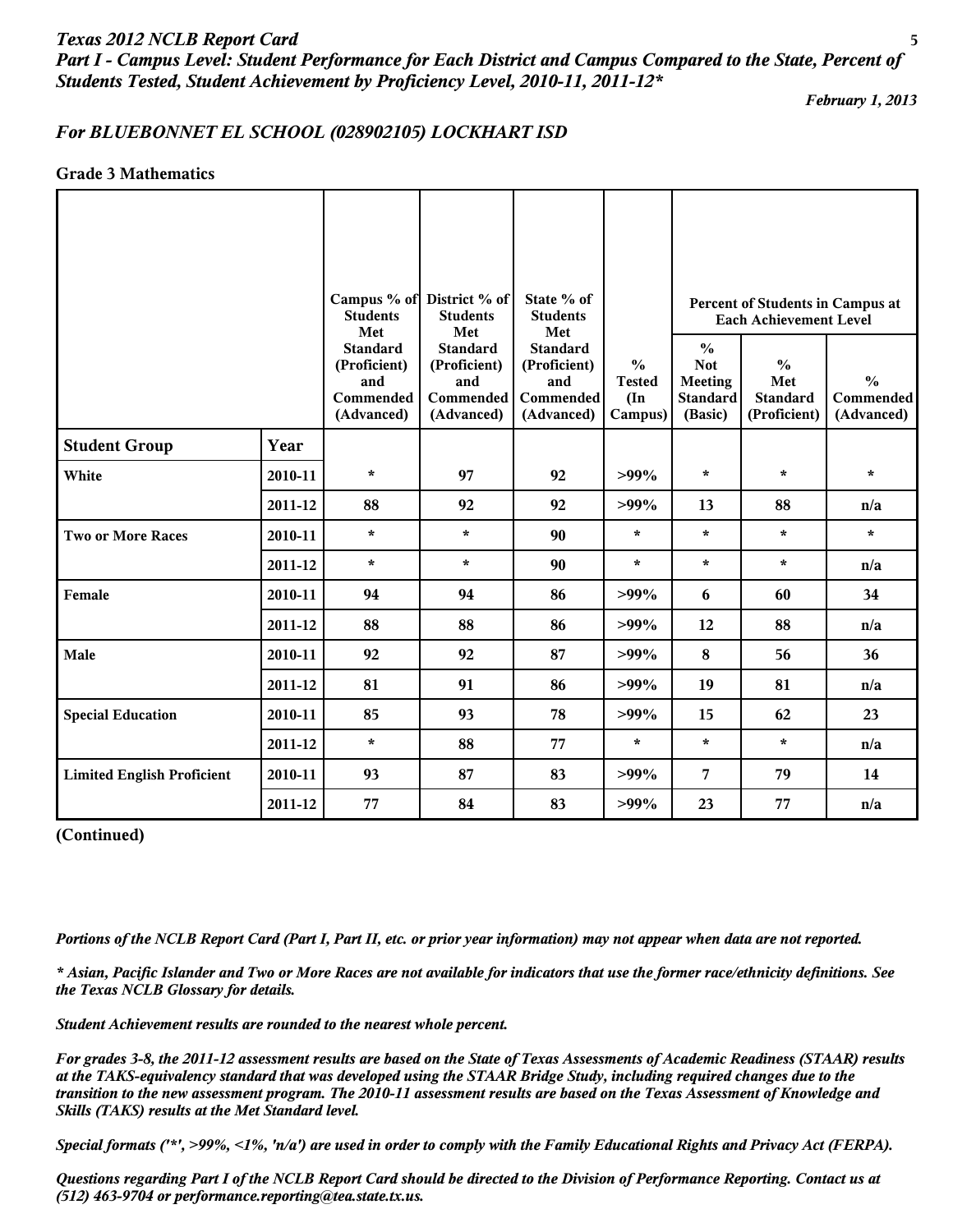# Texas 2012 NCLB Report Card

## Part I - Campus Level: Student Performance for Each District and Campus Compared to the State, Percent of Students Tested, Student Achievement by Proficiency Level, 2010-11, 2011-12*

*February 1, 2013*

### For BLUEBONNET EL SCHOOL (028902105) LOCKHART ISD

**Grade 3 Mathematics**

| | | Campus % of Students Met Standard (Proficient) and Commended (Advanced) | District % of Students Met Standard (Proficient) and Commended (Advanced) | State % of Students Met Standard (Proficient) and Commended (Advanced) | % Tested (In Campus) | Percent of Students in Campus at Each Achievement Level | | |
|---|---|---|---|---|---|---|---|---|
| | | | | | | % Not Meeting Standard (Basic) | % Met Standard (Proficient) | % Commended (Advanced) |
| **Student Group** | **Year** | | | | | | | |
| White | 2010-11 | * | 97 | 92 | >99% | * | * | * |
| | 2011-12 | 88 | 92 | 92 | >99% | 13 | 88 | n/a |
| Two or More Races | 2010-11 | * | * | 90 | * | * | * | * |
| | 2011-12 | * | * | 90 | * | * | * | n/a |
| Female | 2010-11 | 94 | 94 | 86 | >99% | 6 | 60 | 34 |
| | 2011-12 | 88 | 88 | 86 | >99% | 12 | 88 | n/a |
| Male | 2010-11 | 92 | 92 | 87 | >99% | 8 | 56 | 36 |
| | 2011-12 | 81 | 91 | 86 | >99% | 19 | 81 | n/a |
| Special Education | 2010-11 | 85 | 93 | 78 | >99% | 15 | 62 | 23 |
| | 2011-12 | * | 88 | 77 | * | * | * | n/a |
| Limited English Proficient | 2010-11 | 93 | 87 | 83 | >99% | 7 | 79 | 14 |
| | 2011-12 | 77 | 84 | 83 | >99% | 23 | 77 | n/a |

**(Continued)**

*Portions of the NCLB Report Card (Part I, Part II, etc. or prior year information) may not appear when data are not reported.*

*\* Asian, Pacific Islander and Two or More Races are not available for indicators that use the former race/ethnicity definitions. See the Texas NCLB Glossary for details.*

*Student Achievement results are rounded to the nearest whole percent.*

*For grades 3-8, the 2011-12 assessment results are based on the State of Texas Assessments of Academic Readiness (STAAR) results at the TAKS-equivalency standard that was developed using the STAAR Bridge Study, including required changes due to the transition to the new assessment program. The 2010-11 assessment results are based on the Texas Assessment of Knowledge and Skills (TAKS) results at the Met Standard level.*

*Special formats ('*', >99%, <1%, 'n/a') are used in order to comply with the Family Educational Rights and Privacy Act (FERPA).*

*Questions regarding Part I of the NCLB Report Card should be directed to the Division of Performance Reporting. Contact us at (512) 463-9704 or performance.reporting@tea.state.tx.us.*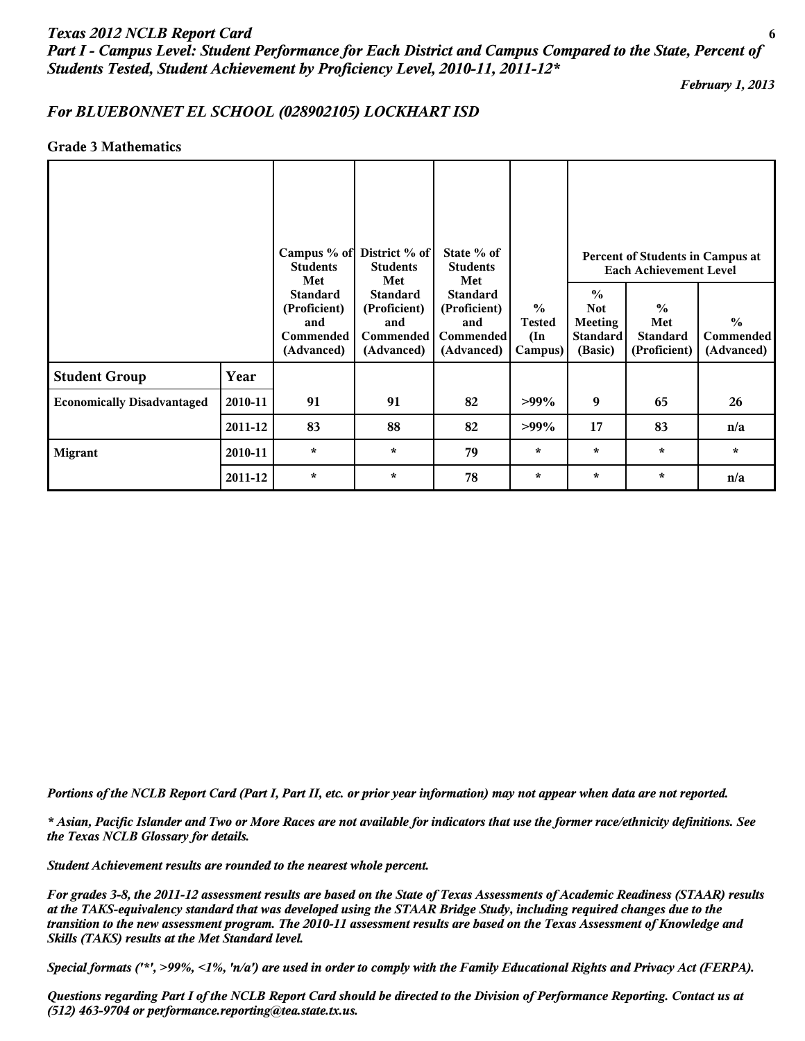*Texas 2012 NCLB Report Card*
***Part I - Campus Level: Student Performance for Each District and Campus Compared to the State, Percent of Students Tested, Student Achievement by Proficiency Level, 2010-11, 2011-12****

*February 1, 2013*

## *For BLUEBONNET EL SCHOOL (028902105) LOCKHART ISD*

**Grade 3 Mathematics**

| | | Campus % of Students Met Standard (Proficient) and Commended (Advanced) | District % of Students Met Standard (Proficient) and Commended (Advanced) | State % of Students Met Standard (Proficient) and Commended (Advanced) | % Tested (In Campus) | Percent of Students in Campus at Each Achievement Level | | |
|---|---|---|---|---|---|---|---|---|
| | | | | | | % Not Meeting Standard (Basic) | % Met Standard (Proficient) | % Commended (Advanced) |
| **Student Group** | **Year** | | | | | | | |
| **Economically Disadvantaged** | **2010-11** | **91** | **91** | **82** | **>99%** | **9** | **65** | **26** |
| | **2011-12** | **83** | **88** | **82** | **>99%** | **17** | **83** | **n/a** |
| **Migrant** | **2010-11** | * | * | **79** | * | * | * | * |
| | **2011-12** | * | * | **78** | * | * | * | **n/a** |

***Portions of the NCLB Report Card (Part I, Part II, etc. or prior year information) may not appear when data are not reported.***

***\* Asian, Pacific Islander and Two or More Races are not available for indicators that use the former race/ethnicity definitions. See the Texas NCLB Glossary for details.***

***Student Achievement results are rounded to the nearest whole percent.***

***For grades 3-8, the 2011-12 assessment results are based on the State of Texas Assessments of Academic Readiness (STAAR) results at the TAKS-equivalency standard that was developed using the STAAR Bridge Study, including required changes due to the transition to the new assessment program. The 2010-11 assessment results are based on the Texas Assessment of Knowledge and Skills (TAKS) results at the Met Standard level.***

***Special formats ('*', >99%, <1%, 'n/a') are used in order to comply with the Family Educational Rights and Privacy Act (FERPA).***

***Questions regarding Part I of the NCLB Report Card should be directed to the Division of Performance Reporting. Contact us at (512) 463-9704 or performance.reporting@tea.state.tx.us.***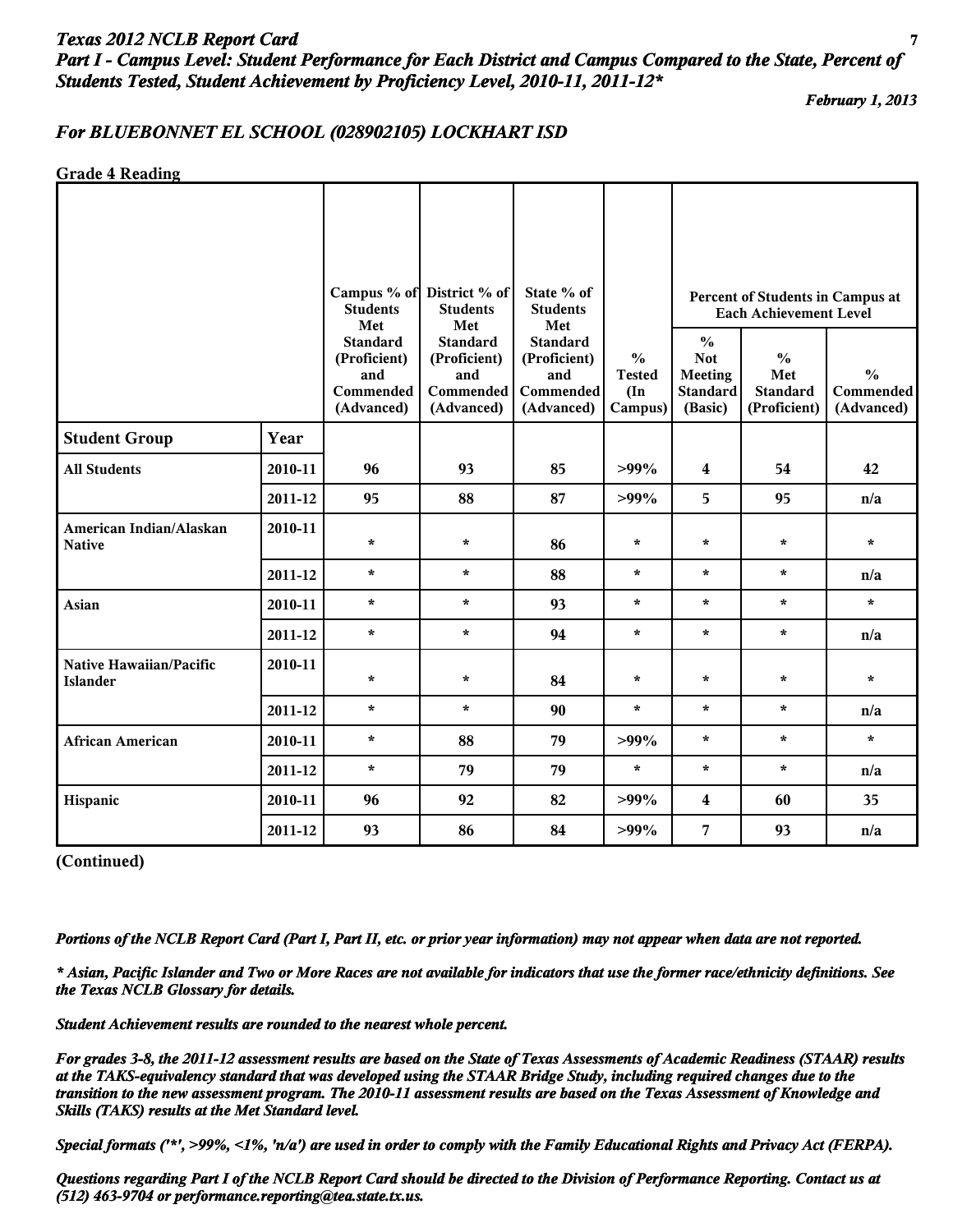# Texas 2012 NCLB Report Card

## Part I - Campus Level: Student Performance for Each District and Campus Compared to the State, Percent of Students Tested, Student Achievement by Proficiency Level, 2010-11, 2011-12*

*February 1, 2013*

### For BLUEBONNET EL SCHOOL (028902105) LOCKHART ISD

**Grade 4 Reading**

| | | Campus % of Students Met Standard (Proficient) and Commended (Advanced) | District % of Students Met Standard (Proficient) and Commended (Advanced) | State % of Students Met Standard (Proficient) and Commended (Advanced) | % Tested (In Campus) | Percent of Students in Campus at Each Achievement Level | | |
|---|---|---|---|---|---|---|---|---|
| | | | | | | % Not Meeting Standard (Basic) | % Met Standard (Proficient) | % Commended (Advanced) |
| **Student Group** | **Year** | | | | | | | |
| **All Students** | 2010-11 | 96 | 93 | 85 | >99% | 4 | 54 | 42 |
| | 2011-12 | 95 | 88 | 87 | >99% | 5 | 95 | n/a |
| **American Indian/Alaskan Native** | 2010-11 | * | * | 86 | * | * | * | * |
| | 2011-12 | * | * | 88 | * | * | * | n/a |
| **Asian** | 2010-11 | * | * | 93 | * | * | * | * |
| | 2011-12 | * | * | 94 | * | * | * | n/a |
| **Native Hawaiian/Pacific Islander** | 2010-11 | * | * | 84 | * | * | * | * |
| | 2011-12 | * | * | 90 | * | * | * | n/a |
| **African American** | 2010-11 | * | 88 | 79 | >99% | * | * | * |
| | 2011-12 | * | 79 | 79 | * | * | * | n/a |
| **Hispanic** | 2010-11 | 96 | 92 | 82 | >99% | 4 | 60 | 35 |
| | 2011-12 | 93 | 86 | 84 | >99% | 7 | 93 | n/a |

**(Continued)**

*Portions of the NCLB Report Card (Part I, Part II, etc. or prior year information) may not appear when data are not reported.*

*\* Asian, Pacific Islander and Two or More Races are not available for indicators that use the former race/ethnicity definitions. See the Texas NCLB Glossary for details.*

*Student Achievement results are rounded to the nearest whole percent.*

*For grades 3-8, the 2011-12 assessment results are based on the State of Texas Assessments of Academic Readiness (STAAR) results at the TAKS-equivalency standard that was developed using the STAAR Bridge Study, including required changes due to the transition to the new assessment program. The 2010-11 assessment results are based on the Texas Assessment of Knowledge and Skills (TAKS) results at the Met Standard level.*

*Special formats ('*', >99%, <1%, 'n/a') are used in order to comply with the Family Educational Rights and Privacy Act (FERPA).*

*Questions regarding Part I of the NCLB Report Card should be directed to the Division of Performance Reporting. Contact us at (512) 463-9704 or performance.reporting@tea.state.tx.us.*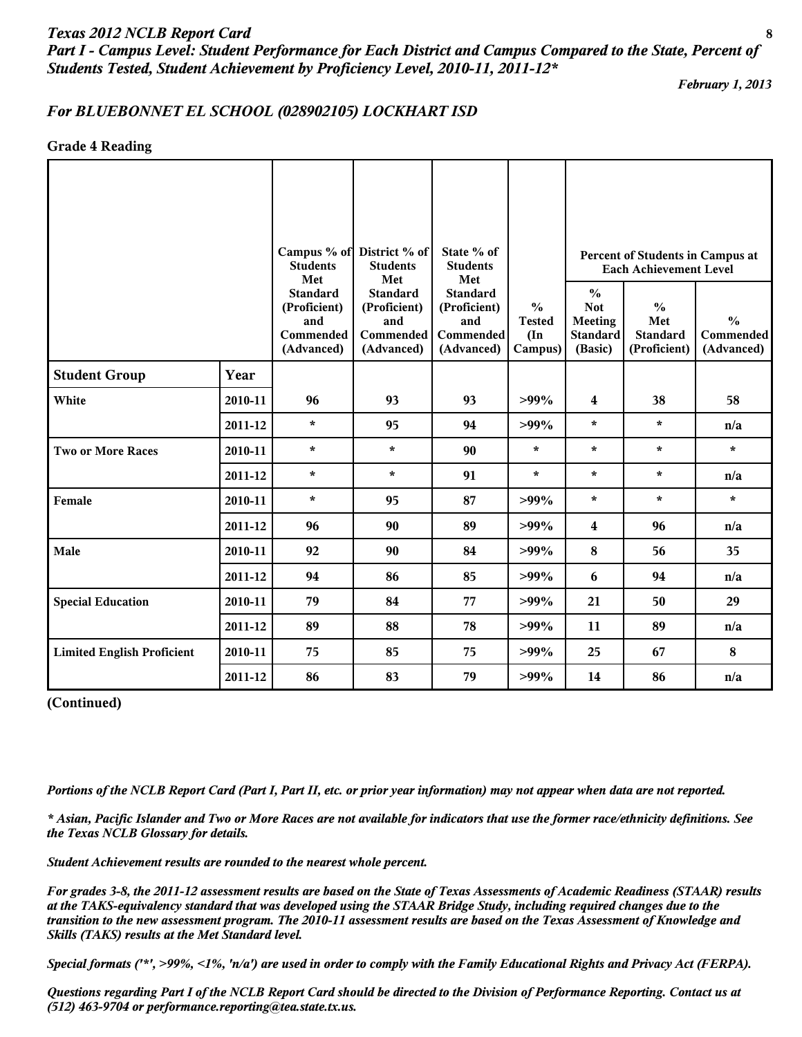*Texas 2012 NCLB Report Card*
*Part I - Campus Level: Student Performance for Each District and Campus Compared to the State, Percent of Students Tested, Student Achievement by Proficiency Level, 2010-11, 2011-12**

*February 1, 2013*

## *For BLUEBONNET EL SCHOOL (028902105) LOCKHART ISD*

### Grade 4 Reading

| | | Campus % of Students Met Standard (Proficient) and Commended (Advanced) | District % of Students Met Standard (Proficient) and Commended (Advanced) | State % of Students Met Standard (Proficient) and Commended (Advanced) | % Tested (In Campus) | Percent of Students in Campus at Each Achievement Level | | |
|---|---|---|---|---|---|---|---|---|
| | | | | | | % Not Meeting Standard (Basic) | % Met Standard (Proficient) | % Commended (Advanced) |
| **Student Group** | **Year** | | | | | | | |
| **White** | 2010-11 | 96 | 93 | 93 | >99% | 4 | 38 | 58 |
| | 2011-12 | * | 95 | 94 | >99% | * | * | n/a |
| **Two or More Races** | 2010-11 | * | * | 90 | * | * | * | * |
| | 2011-12 | * | * | 91 | * | * | * | n/a |
| **Female** | 2010-11 | * | 95 | 87 | >99% | * | * | * |
| | 2011-12 | 96 | 90 | 89 | >99% | 4 | 96 | n/a |
| **Male** | 2010-11 | 92 | 90 | 84 | >99% | 8 | 56 | 35 |
| | 2011-12 | 94 | 86 | 85 | >99% | 6 | 94 | n/a |
| **Special Education** | 2010-11 | 79 | 84 | 77 | >99% | 21 | 50 | 29 |
| | 2011-12 | 89 | 88 | 78 | >99% | 11 | 89 | n/a |
| **Limited English Proficient** | 2010-11 | 75 | 85 | 75 | >99% | 25 | 67 | 8 |
| | 2011-12 | 86 | 83 | 79 | >99% | 14 | 86 | n/a |

**(Continued)**

*Portions of the NCLB Report Card (Part I, Part II, etc. or prior year information) may not appear when data are not reported.*

*\* Asian, Pacific Islander and Two or More Races are not available for indicators that use the former race/ethnicity definitions. See the Texas NCLB Glossary for details.*

*Student Achievement results are rounded to the nearest whole percent.*

*For grades 3-8, the 2011-12 assessment results are based on the State of Texas Assessments of Academic Readiness (STAAR) results at the TAKS-equivalency standard that was developed using the STAAR Bridge Study, including required changes due to the transition to the new assessment program. The 2010-11 assessment results are based on the Texas Assessment of Knowledge and Skills (TAKS) results at the Met Standard level.*

*Special formats ('*', >99%, <1%, 'n/a') are used in order to comply with the Family Educational Rights and Privacy Act (FERPA).*

*Questions regarding Part I of the NCLB Report Card should be directed to the Division of Performance Reporting. Contact us at (512) 463-9704 or performance.reporting@tea.state.tx.us.*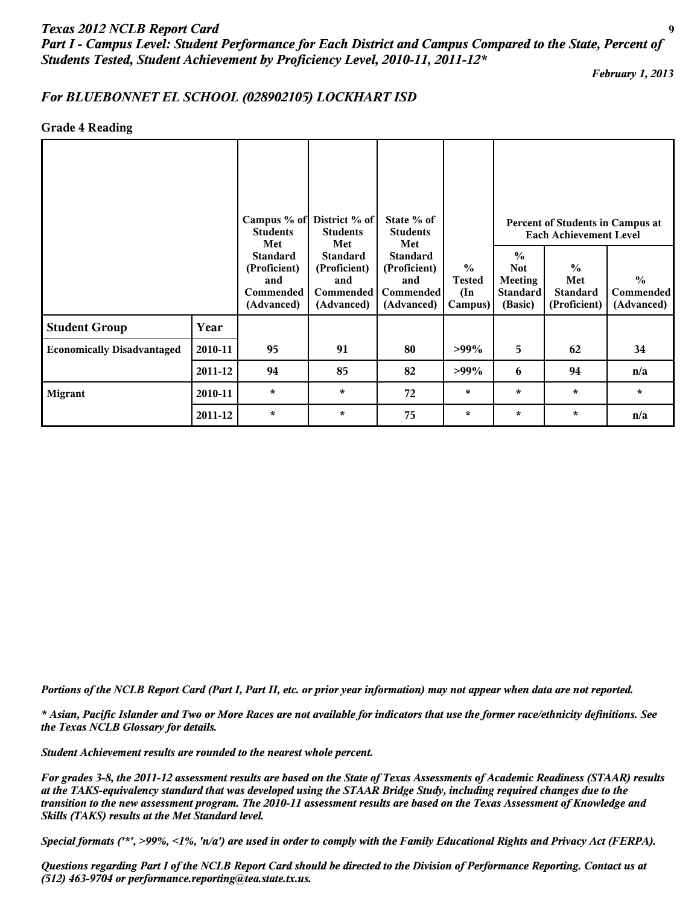## Texas 2012 NCLB Report Card

### *Part I - Campus Level: Student Performance for Each District and Campus Compared to the State, Percent of Students Tested, Student Achievement by Proficiency Level, 2010-11, 2011-12**

*February 1, 2013*

### *For BLUEBONNET EL SCHOOL (028902105) LOCKHART ISD*

**Grade 4 Reading**

| | | Campus % of Students Met Standard (Proficient) and Commended (Advanced) | District % of Students Met Standard (Proficient) and Commended (Advanced) | State % of Students Met Standard (Proficient) and Commended (Advanced) | % Tested (In Campus) | Percent of Students in Campus at Each Achievement Level | | |
|---|---|---|---|---|---|---|---|---|
| | | | | | | % Not Meeting Standard (Basic) | % Met Standard (Proficient) | % Commended (Advanced) |
| **Student Group** | **Year** | | | | | | | |
| **Economically Disadvantaged** | 2010-11 | 95 | 91 | 80 | >99% | 5 | 62 | 34 |
| | 2011-12 | 94 | 85 | 82 | >99% | 6 | 94 | n/a |
| **Migrant** | 2010-11 | * | * | 72 | * | * | * | * |
| | 2011-12 | * | * | 75 | * | * | * | n/a |

*Portions of the NCLB Report Card (Part I, Part II, etc. or prior year information) may not appear when data are not reported.*

*\* Asian, Pacific Islander and Two or More Races are not available for indicators that use the former race/ethnicity definitions. See the Texas NCLB Glossary for details.*

*Student Achievement results are rounded to the nearest whole percent.*

*For grades 3-8, the 2011-12 assessment results are based on the State of Texas Assessments of Academic Readiness (STAAR) results at the TAKS-equivalency standard that was developed using the STAAR Bridge Study, including required changes due to the transition to the new assessment program. The 2010-11 assessment results are based on the Texas Assessment of Knowledge and Skills (TAKS) results at the Met Standard level.*

*Special formats ('*', >99%, <1%, 'n/a') are used in order to comply with the Family Educational Rights and Privacy Act (FERPA).*

*Questions regarding Part I of the NCLB Report Card should be directed to the Division of Performance Reporting. Contact us at (512) 463-9704 or performance.reporting@tea.state.tx.us.*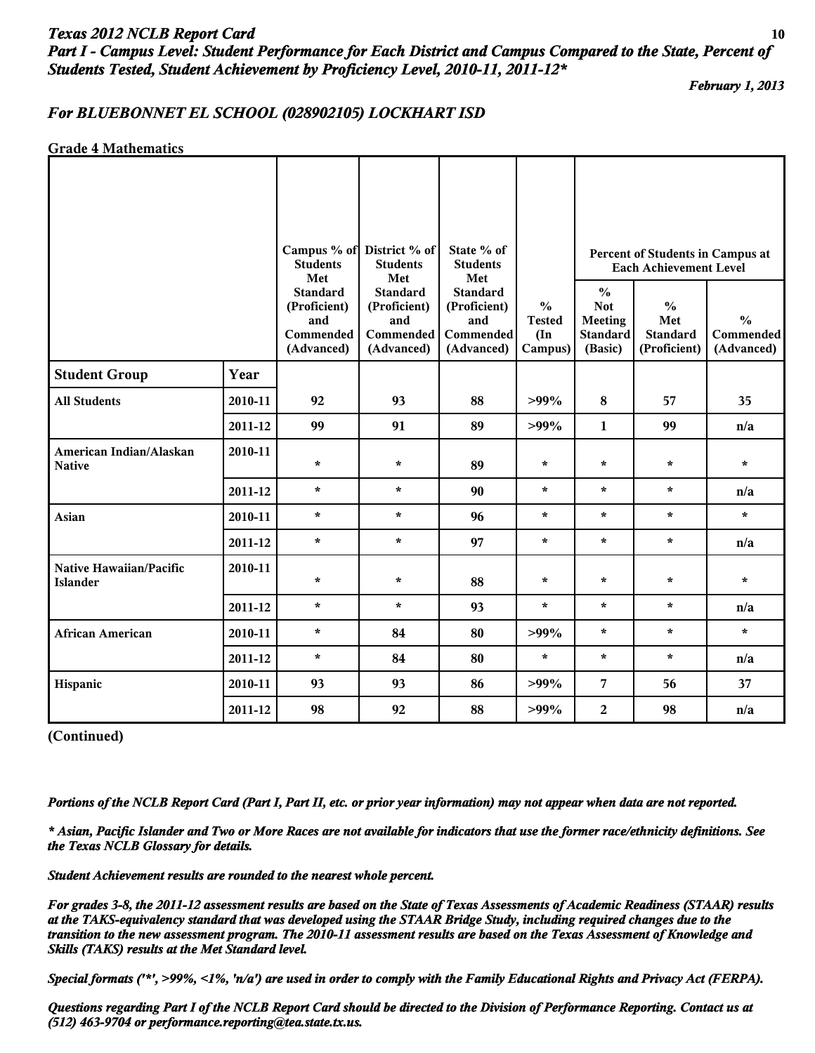*Texas 2012 NCLB Report Card*
***Part I - Campus Level: Student Performance for Each District and Campus Compared to the State, Percent of Students Tested, Student Achievement by Proficiency Level, 2010-11, 2011-12****

*February 1, 2013*

## *For BLUEBONNET EL SCHOOL (028902105) LOCKHART ISD*

**Grade 4 Mathematics**

| | | Campus % of Students Met Standard (Proficient) and Commended (Advanced) | District % of Students Met Standard (Proficient) and Commended (Advanced) | State % of Students Met Standard (Proficient) and Commended (Advanced) | % Tested (In Campus) | Percent of Students in Campus at Each Achievement Level | | |
|---|---|---|---|---|---|---|---|---|
| | | | | | | % Not Meeting Standard (Basic) | % Met Standard (Proficient) | % Commended (Advanced) |
| **Student Group** | **Year** | | | | | | | |
| **All Students** | **2010-11** | **92** | **93** | **88** | **>99%** | **8** | **57** | **35** |
| | **2011-12** | **99** | **91** | **89** | **>99%** | **1** | **99** | **n/a** |
| **American Indian/Alaskan Native** | **2010-11** | * | * | **89** | * | * | * | * |
| | **2011-12** | * | * | **90** | * | * | * | **n/a** |
| **Asian** | **2010-11** | * | * | **96** | * | * | * | * |
| | **2011-12** | * | * | **97** | * | * | * | **n/a** |
| **Native Hawaiian/Pacific Islander** | **2010-11** | * | * | **88** | * | * | * | * |
| | **2011-12** | * | * | **93** | * | * | * | **n/a** |
| **African American** | **2010-11** | * | **84** | **80** | **>99%** | * | * | * |
| | **2011-12** | * | **84** | **80** | * | * | * | **n/a** |
| **Hispanic** | **2010-11** | **93** | **93** | **86** | **>99%** | **7** | **56** | **37** |
| | **2011-12** | **98** | **92** | **88** | **>99%** | **2** | **98** | **n/a** |

**(Continued)**

***Portions of the NCLB Report Card (Part I, Part II, etc. or prior year information) may not appear when data are not reported.***

***\* Asian, Pacific Islander and Two or More Races are not available for indicators that use the former race/ethnicity definitions. See the Texas NCLB Glossary for details.***

***Student Achievement results are rounded to the nearest whole percent.***

***For grades 3-8, the 2011-12 assessment results are based on the State of Texas Assessments of Academic Readiness (STAAR) results at the TAKS-equivalency standard that was developed using the STAAR Bridge Study, including required changes due to the transition to the new assessment program. The 2010-11 assessment results are based on the Texas Assessment of Knowledge and Skills (TAKS) results at the Met Standard level.***

***Special formats ('*', >99%, <1%, 'n/a') are used in order to comply with the Family Educational Rights and Privacy Act (FERPA).***

***Questions regarding Part I of the NCLB Report Card should be directed to the Division of Performance Reporting. Contact us at (512) 463-9704 or performance.reporting@tea.state.tx.us.***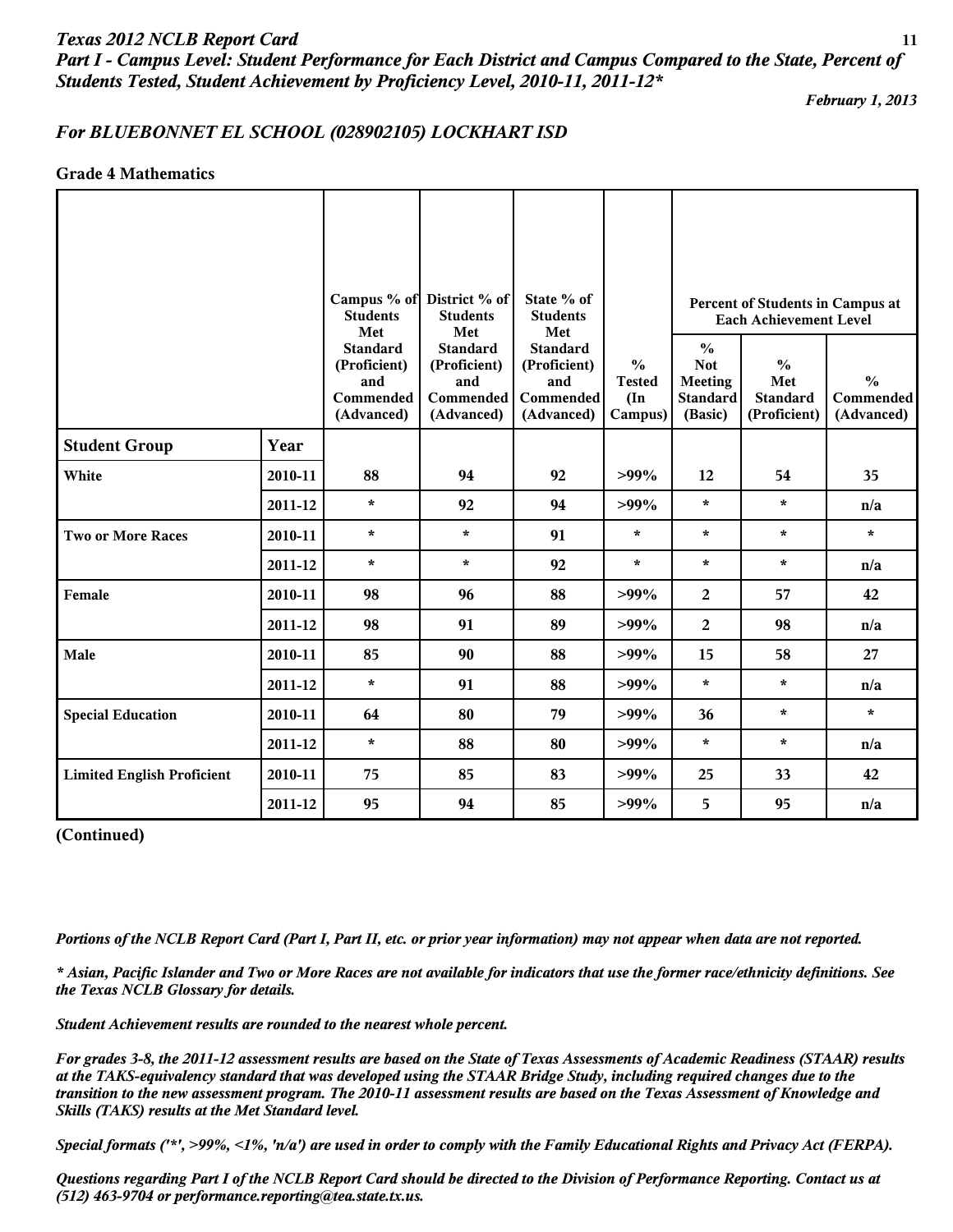*Texas 2012 NCLB Report Card*

*Part I - Campus Level: Student Performance for Each District and Campus Compared to the State, Percent of Students Tested, Student Achievement by Proficiency Level, 2010-11, 2011-12**

*February 1, 2013*

## *For BLUEBONNET EL SCHOOL (028902105) LOCKHART ISD*

### Grade 4 Mathematics

| | | Campus % of Students Met Standard (Proficient) and Commended (Advanced) | District % of Students Met Standard (Proficient) and Commended (Advanced) | State % of Students Met Standard (Proficient) and Commended (Advanced) | % Tested (In Campus) | Percent of Students in Campus at Each Achievement Level | | |
|---|---|---|---|---|---|---|---|---|
| | | | | | | % Not Meeting Standard (Basic) | % Met Standard (Proficient) | % Commended (Advanced) |
| **Student Group** | **Year** | | | | | | | |
| **White** | 2010-11 | 88 | 94 | 92 | >99% | 12 | 54 | 35 |
| | 2011-12 | * | 92 | 94 | >99% | * | * | n/a |
| **Two or More Races** | 2010-11 | * | * | 91 | * | * | * | * |
| | 2011-12 | * | * | 92 | * | * | * | n/a |
| **Female** | 2010-11 | 98 | 96 | 88 | >99% | 2 | 57 | 42 |
| | 2011-12 | 98 | 91 | 89 | >99% | 2 | 98 | n/a |
| **Male** | 2010-11 | 85 | 90 | 88 | >99% | 15 | 58 | 27 |
| | 2011-12 | * | 91 | 88 | >99% | * | * | n/a |
| **Special Education** | 2010-11 | 64 | 80 | 79 | >99% | 36 | * | * |
| | 2011-12 | * | 88 | 80 | >99% | * | * | n/a |
| **Limited English Proficient** | 2010-11 | 75 | 85 | 83 | >99% | 25 | 33 | 42 |
| | 2011-12 | 95 | 94 | 85 | >99% | 5 | 95 | n/a |

**(Continued)**

*Portions of the NCLB Report Card (Part I, Part II, etc. or prior year information) may not appear when data are not reported.*

*\* Asian, Pacific Islander and Two or More Races are not available for indicators that use the former race/ethnicity definitions. See the Texas NCLB Glossary for details.*

*Student Achievement results are rounded to the nearest whole percent.*

*For grades 3-8, the 2011-12 assessment results are based on the State of Texas Assessments of Academic Readiness (STAAR) results at the TAKS-equivalency standard that was developed using the STAAR Bridge Study, including required changes due to the transition to the new assessment program. The 2010-11 assessment results are based on the Texas Assessment of Knowledge and Skills (TAKS) results at the Met Standard level.*

*Special formats ('*', >99%, <1%, 'n/a') are used in order to comply with the Family Educational Rights and Privacy Act (FERPA).*

*Questions regarding Part I of the NCLB Report Card should be directed to the Division of Performance Reporting. Contact us at (512) 463-9704 or performance.reporting@tea.state.tx.us.*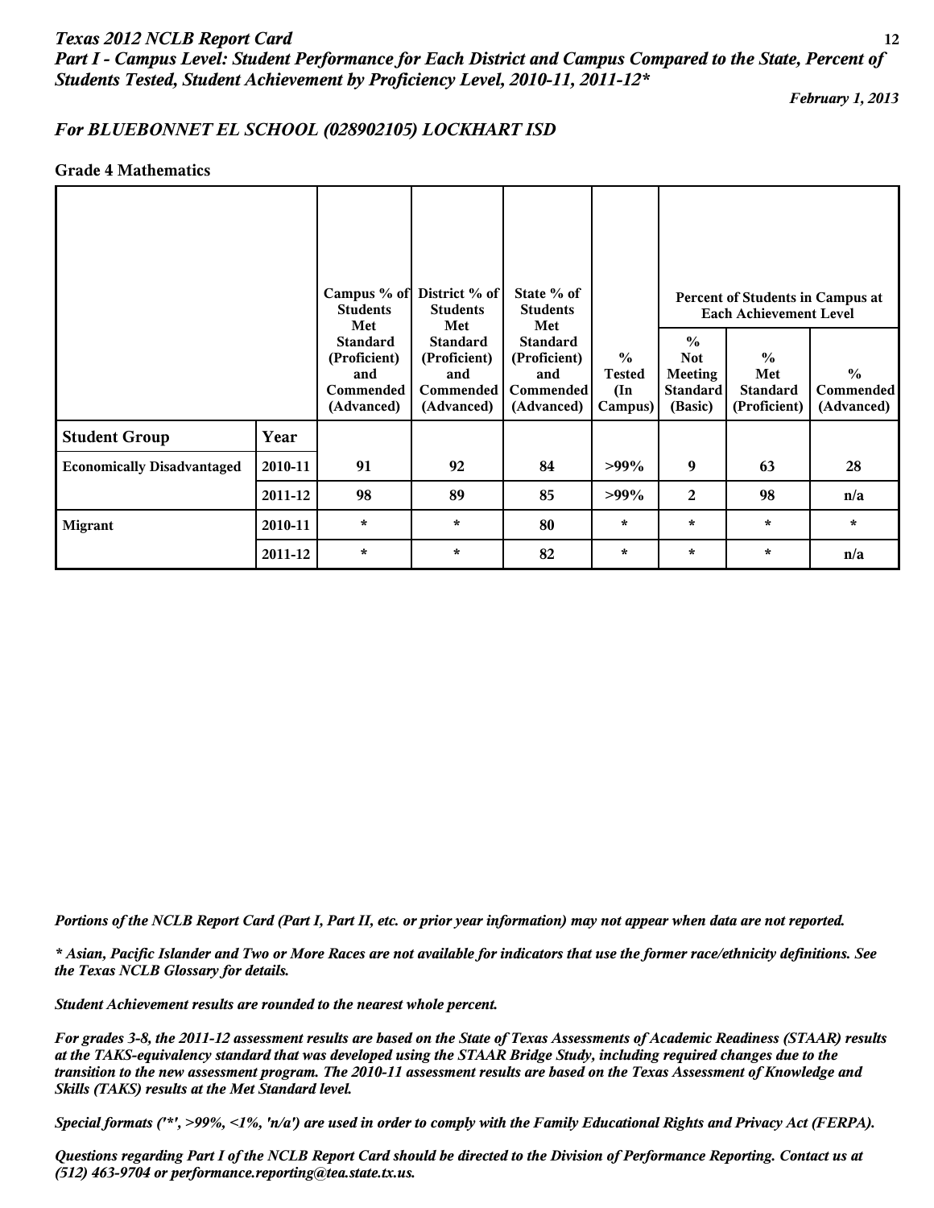# Texas 2012 NCLB Report Card

## Part I - Campus Level: Student Performance for Each District and Campus Compared to the State, Percent of Students Tested, Student Achievement by Proficiency Level, 2010-11, 2011-12*

*February 1, 2013*

### For BLUEBONNET EL SCHOOL (028902105) LOCKHART ISD

**Grade 4 Mathematics**

| | | Campus % of Students Met Standard (Proficient) and Commended (Advanced) | District % of Students Met Standard (Proficient) and Commended (Advanced) | State % of Students Met Standard (Proficient) and Commended (Advanced) | % Tested (In Campus) | Percent of Students in Campus at Each Achievement Level | | |
|---|---|---|---|---|---|---|---|---|
| | | | | | | % Not Meeting Standard (Basic) | % Met Standard (Proficient) | % Commended (Advanced) |
| **Student Group** | **Year** | | | | | | | |
| **Economically Disadvantaged** | 2010-11 | 91 | 92 | 84 | >99% | 9 | 63 | 28 |
| | 2011-12 | 98 | 89 | 85 | >99% | 2 | 98 | n/a |
| **Migrant** | 2010-11 | * | * | 80 | * | * | * | * |
| | 2011-12 | * | * | 82 | * | * | * | n/a |

*Portions of the NCLB Report Card (Part I, Part II, etc. or prior year information) may not appear when data are not reported.*

*\* Asian, Pacific Islander and Two or More Races are not available for indicators that use the former race/ethnicity definitions. See the Texas NCLB Glossary for details.*

*Student Achievement results are rounded to the nearest whole percent.*

*For grades 3-8, the 2011-12 assessment results are based on the State of Texas Assessments of Academic Readiness (STAAR) results at the TAKS-equivalency standard that was developed using the STAAR Bridge Study, including required changes due to the transition to the new assessment program. The 2010-11 assessment results are based on the Texas Assessment of Knowledge and Skills (TAKS) results at the Met Standard level.*

*Special formats ('*', >99%, <1%, 'n/a') are used in order to comply with the Family Educational Rights and Privacy Act (FERPA).*

*Questions regarding Part I of the NCLB Report Card should be directed to the Division of Performance Reporting. Contact us at (512) 463-9704 or performance.reporting@tea.state.tx.us.*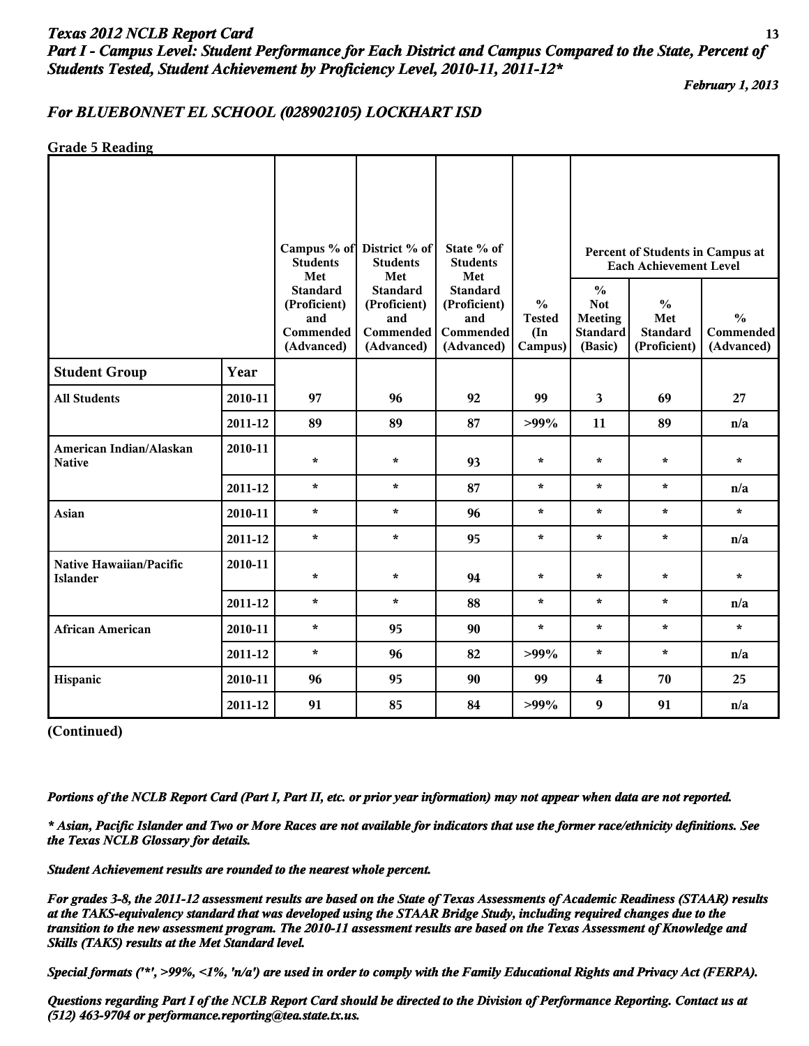*Texas 2012 NCLB Report Card*

***Part I - Campus Level: Student Performance for Each District and Campus Compared to the State, Percent of Students Tested, Student Achievement by Proficiency Level, 2010-11, 2011-12****

***February 1, 2013***

## *For BLUEBONNET EL SCHOOL (028902105) LOCKHART ISD*

**Grade 5 Reading**

| | | Campus % of Students Met Standard (Proficient) and Commended (Advanced) | District % of Students Met Standard (Proficient) and Commended (Advanced) | State % of Students Met Standard (Proficient) and Commended (Advanced) | % Tested (In Campus) | Percent of Students in Campus at Each Achievement Level | | |
|---|---|---|---|---|---|---|---|---|
| | | | | | | % Not Meeting Standard (Basic) | % Met Standard (Proficient) | % Commended (Advanced) |
| **Student Group** | **Year** | | | | | | | |
| **All Students** | 2010-11 | 97 | 96 | 92 | 99 | 3 | 69 | 27 |
| | 2011-12 | 89 | 89 | 87 | >99% | 11 | 89 | n/a |
| **American Indian/Alaskan Native** | 2010-11 | * | * | 93 | * | * | * | * |
| | 2011-12 | * | * | 87 | * | * | * | n/a |
| **Asian** | 2010-11 | * | * | 96 | * | * | * | * |
| | 2011-12 | * | * | 95 | * | * | * | n/a |
| **Native Hawaiian/Pacific Islander** | 2010-11 | * | * | 94 | * | * | * | * |
| | 2011-12 | * | * | 88 | * | * | * | n/a |
| **African American** | 2010-11 | * | 95 | 90 | * | * | * | * |
| | 2011-12 | * | 96 | 82 | >99% | * | * | n/a |
| **Hispanic** | 2010-11 | 96 | 95 | 90 | 99 | 4 | 70 | 25 |
| | 2011-12 | 91 | 85 | 84 | >99% | 9 | 91 | n/a |

**(Continued)**

*Portions of the NCLB Report Card (Part I, Part II, etc. or prior year information) may not appear when data are not reported.*

*\* Asian, Pacific Islander and Two or More Races are not available for indicators that use the former race/ethnicity definitions. See the Texas NCLB Glossary for details.*

*Student Achievement results are rounded to the nearest whole percent.*

*For grades 3-8, the 2011-12 assessment results are based on the State of Texas Assessments of Academic Readiness (STAAR) results at the TAKS-equivalency standard that was developed using the STAAR Bridge Study, including required changes due to the transition to the new assessment program. The 2010-11 assessment results are based on the Texas Assessment of Knowledge and Skills (TAKS) results at the Met Standard level.*

*Special formats ('*', >99%, <1%, 'n/a') are used in order to comply with the Family Educational Rights and Privacy Act (FERPA).*

*Questions regarding Part I of the NCLB Report Card should be directed to the Division of Performance Reporting. Contact us at (512) 463-9704 or performance.reporting@tea.state.tx.us.*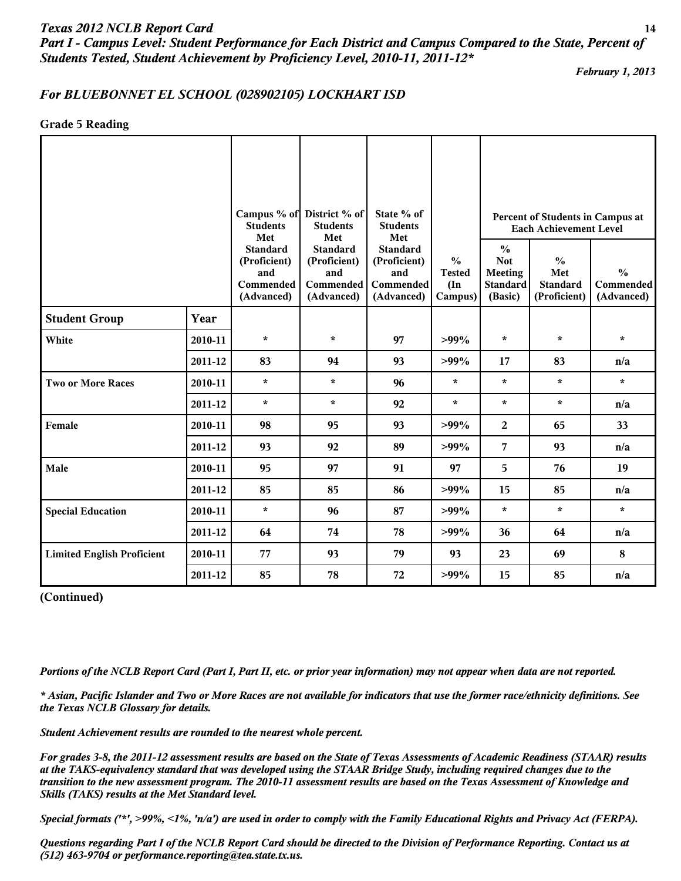# Texas 2012 NCLB Report Card

## Part I - Campus Level: Student Performance for Each District and Campus Compared to the State, Percent of Students Tested, Student Achievement by Proficiency Level, 2010-11, 2011-12*

*February 1, 2013*

## For BLUEBONNET EL SCHOOL (028902105) LOCKHART ISD

**Grade 5 Reading**

| | | Campus % of Students Met Standard (Proficient) and Commended (Advanced) | District % of Students Met Standard (Proficient) and Commended (Advanced) | State % of Students Met Standard (Proficient) and Commended (Advanced) | % Tested (In Campus) | Percent of Students in Campus at Each Achievement Level | | |
|---|---|---|---|---|---|---|---|---|
| | | | | | | % Not Meeting Standard (Basic) | % Met Standard (Proficient) | % Commended (Advanced) |
| **Student Group** | **Year** | | | | | | | |
| **White** | 2010-11 | * | * | 97 | >99% | * | * | * |
| | 2011-12 | 83 | 94 | 93 | >99% | 17 | 83 | n/a |
| **Two or More Races** | 2010-11 | * | * | 96 | * | * | * | * |
| | 2011-12 | * | * | 92 | * | * | * | n/a |
| **Female** | 2010-11 | 98 | 95 | 93 | >99% | 2 | 65 | 33 |
| | 2011-12 | 93 | 92 | 89 | >99% | 7 | 93 | n/a |
| **Male** | 2010-11 | 95 | 97 | 91 | 97 | 5 | 76 | 19 |
| | 2011-12 | 85 | 85 | 86 | >99% | 15 | 85 | n/a |
| **Special Education** | 2010-11 | * | 96 | 87 | >99% | * | * | * |
| | 2011-12 | 64 | 74 | 78 | >99% | 36 | 64 | n/a |
| **Limited English Proficient** | 2010-11 | 77 | 93 | 79 | 93 | 23 | 69 | 8 |
| | 2011-12 | 85 | 78 | 72 | >99% | 15 | 85 | n/a |

**(Continued)**

*Portions of the NCLB Report Card (Part I, Part II, etc. or prior year information) may not appear when data are not reported.*

*\* Asian, Pacific Islander and Two or More Races are not available for indicators that use the former race/ethnicity definitions. See the Texas NCLB Glossary for details.*

*Student Achievement results are rounded to the nearest whole percent.*

*For grades 3-8, the 2011-12 assessment results are based on the State of Texas Assessments of Academic Readiness (STAAR) results at the TAKS-equivalency standard that was developed using the STAAR Bridge Study, including required changes due to the transition to the new assessment program. The 2010-11 assessment results are based on the Texas Assessment of Knowledge and Skills (TAKS) results at the Met Standard level.*

*Special formats ('*', >99%, <1%, 'n/a') are used in order to comply with the Family Educational Rights and Privacy Act (FERPA).*

*Questions regarding Part I of the NCLB Report Card should be directed to the Division of Performance Reporting. Contact us at (512) 463-9704 or performance.reporting@tea.state.tx.us.*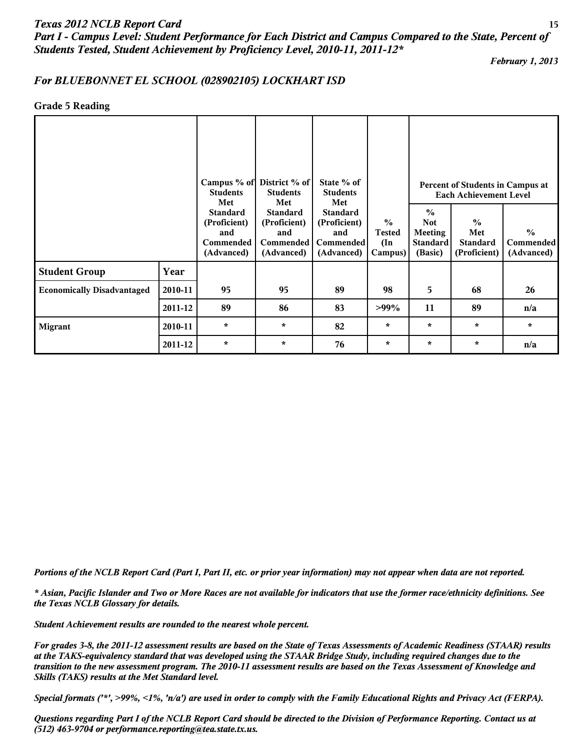*Texas 2012 NCLB Report Card*

***Part I - Campus Level: Student Performance for Each District and Campus Compared to the State, Percent of Students Tested, Student Achievement by Proficiency Level, 2010-11, 2011-12****

*February 1, 2013*

## *For BLUEBONNET EL SCHOOL (028902105) LOCKHART ISD*

**Grade 5 Reading**

| | | Campus % of Students Met Standard (Proficient) and Commended (Advanced) | District % of Students Met Standard (Proficient) and Commended (Advanced) | State % of Students Met Standard (Proficient) and Commended (Advanced) | % Tested (In Campus) | Percent of Students in Campus at Each Achievement Level | | |
|---|---|---|---|---|---|---|---|---|
| | | | | | | % Not Meeting Standard (Basic) | % Met Standard (Proficient) | % Commended (Advanced) |
| **Student Group** | **Year** | | | | | | | |
| **Economically Disadvantaged** | 2010-11 | 95 | 95 | 89 | 98 | 5 | 68 | 26 |
| | 2011-12 | 89 | 86 | 83 | >99% | 11 | 89 | n/a |
| **Migrant** | 2010-11 | * | * | 82 | * | * | * | * |
| | 2011-12 | * | * | 76 | * | * | * | n/a |

*Portions of the NCLB Report Card (Part I, Part II, etc. or prior year information) may not appear when data are not reported.*

*\* Asian, Pacific Islander and Two or More Races are not available for indicators that use the former race/ethnicity definitions. See the Texas NCLB Glossary for details.*

*Student Achievement results are rounded to the nearest whole percent.*

*For grades 3-8, the 2011-12 assessment results are based on the State of Texas Assessments of Academic Readiness (STAAR) results at the TAKS-equivalency standard that was developed using the STAAR Bridge Study, including required changes due to the transition to the new assessment program. The 2010-11 assessment results are based on the Texas Assessment of Knowledge and Skills (TAKS) results at the Met Standard level.*

*Special formats ('*', >99%, <1%, 'n/a') are used in order to comply with the Family Educational Rights and Privacy Act (FERPA).*

*Questions regarding Part I of the NCLB Report Card should be directed to the Division of Performance Reporting. Contact us at (512) 463-9704 or performance.reporting@tea.state.tx.us.*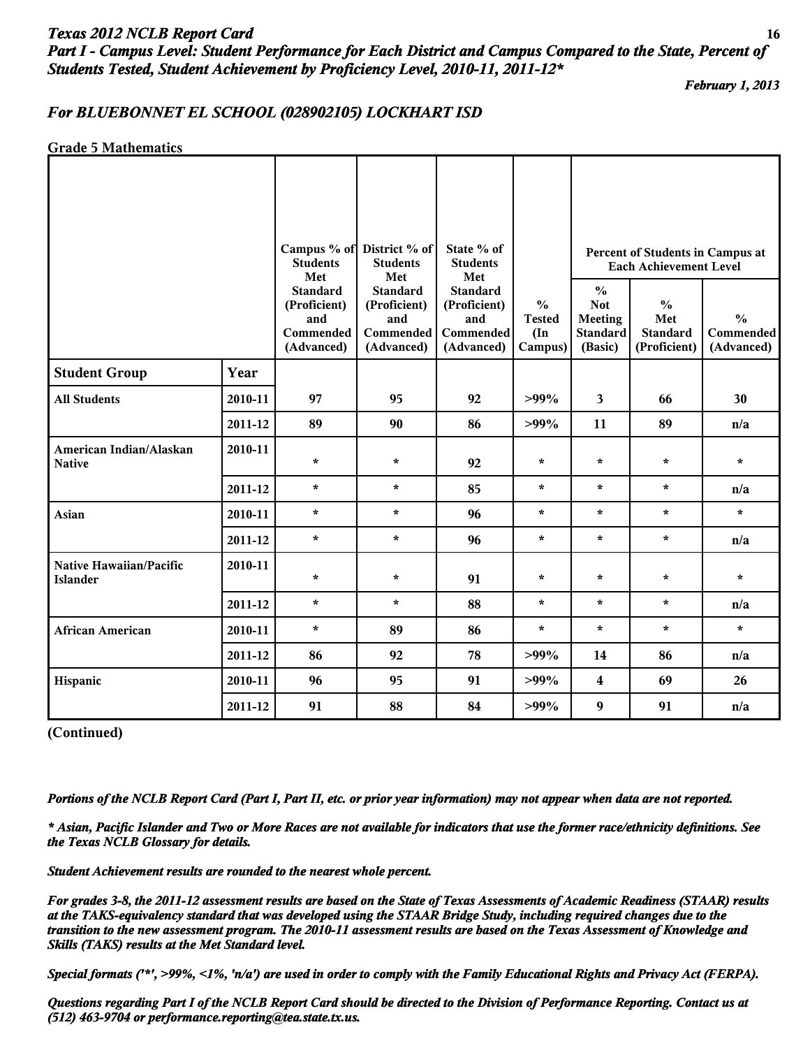## Texas 2012 NCLB Report Card

### Part I - Campus Level: Student Performance for Each District and Campus Compared to the State, Percent of Students Tested, Student Achievement by Proficiency Level, 2010-11, 2011-12*

*February 1, 2013*

### For BLUEBONNET EL SCHOOL (028902105) LOCKHART ISD

**Grade 5 Mathematics**

| | | Campus % of Students Met Standard (Proficient) and Commended (Advanced) | District % of Students Met Standard (Proficient) and Commended (Advanced) | State % of Students Met Standard (Proficient) and Commended (Advanced) | % Tested (In Campus) | Percent of Students in Campus at Each Achievement Level | | |
|---|---|---|---|---|---|---|---|---|
| | | | | | | % Not Meeting Standard (Basic) | % Met Standard (Proficient) | % Commended (Advanced) |
| **Student Group** | **Year** | | | | | | | |
| **All Students** | 2010-11 | 97 | 95 | 92 | >99% | 3 | 66 | 30 |
| | 2011-12 | 89 | 90 | 86 | >99% | 11 | 89 | n/a |
| **American Indian/Alaskan Native** | 2010-11 | * | * | 92 | * | * | * | * |
| | 2011-12 | * | * | 85 | * | * | * | n/a |
| **Asian** | 2010-11 | * | * | 96 | * | * | * | * |
| | 2011-12 | * | * | 96 | * | * | * | n/a |
| **Native Hawaiian/Pacific Islander** | 2010-11 | * | * | 91 | * | * | * | * |
| | 2011-12 | * | * | 88 | * | * | * | n/a |
| **African American** | 2010-11 | * | 89 | 86 | * | * | * | * |
| | 2011-12 | 86 | 92 | 78 | >99% | 14 | 86 | n/a |
| **Hispanic** | 2010-11 | 96 | 95 | 91 | >99% | 4 | 69 | 26 |
| | 2011-12 | 91 | 88 | 84 | >99% | 9 | 91 | n/a |

**(Continued)**

*Portions of the NCLB Report Card (Part I, Part II, etc. or prior year information) may not appear when data are not reported.*

*\* Asian, Pacific Islander and Two or More Races are not available for indicators that use the former race/ethnicity definitions. See the Texas NCLB Glossary for details.*

*Student Achievement results are rounded to the nearest whole percent.*

*For grades 3-8, the 2011-12 assessment results are based on the State of Texas Assessments of Academic Readiness (STAAR) results at the TAKS-equivalency standard that was developed using the STAAR Bridge Study, including required changes due to the transition to the new assessment program. The 2010-11 assessment results are based on the Texas Assessment of Knowledge and Skills (TAKS) results at the Met Standard level.*

*Special formats ('*', >99%, <1%, 'n/a') are used in order to comply with the Family Educational Rights and Privacy Act (FERPA).*

*Questions regarding Part I of the NCLB Report Card should be directed to the Division of Performance Reporting. Contact us at (512) 463-9704 or performance.reporting@tea.state.tx.us.*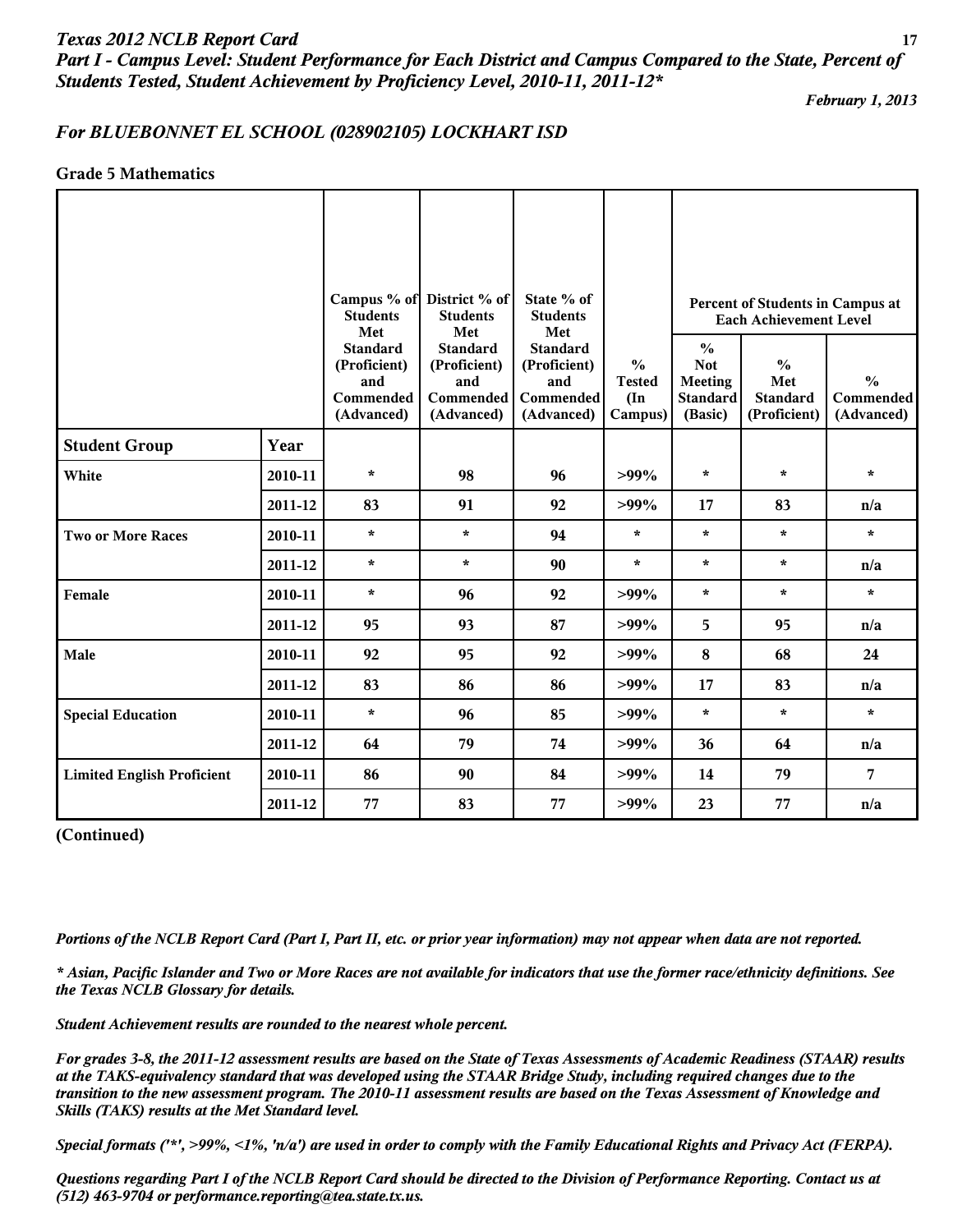*Texas 2012 NCLB Report Card*
*Part I - Campus Level: Student Performance for Each District and Campus Compared to the State, Percent of Students Tested, Student Achievement by Proficiency Level, 2010-11, 2011-12**

*February 1, 2013*

## *For BLUEBONNET EL SCHOOL (028902105) LOCKHART ISD*

### Grade 5 Mathematics

| | | Campus % of Students Met Standard (Proficient) and Commended (Advanced) | District % of Students Met Standard (Proficient) and Commended (Advanced) | State % of Students Met Standard (Proficient) and Commended (Advanced) | % Tested (In Campus) | Percent of Students in Campus at Each Achievement Level | | |
|---|---|---|---|---|---|---|---|---|
| | | | | | | % Not Meeting Standard (Basic) | % Met Standard (Proficient) | % Commended (Advanced) |
| **Student Group** | **Year** | | | | | | | |
| **White** | 2010-11 | * | 98 | 96 | >99% | * | * | * |
| | 2011-12 | 83 | 91 | 92 | >99% | 17 | 83 | n/a |
| **Two or More Races** | 2010-11 | * | * | 94 | * | * | * | * |
| | 2011-12 | * | * | 90 | * | * | * | n/a |
| **Female** | 2010-11 | * | 96 | 92 | >99% | * | * | * |
| | 2011-12 | 95 | 93 | 87 | >99% | 5 | 95 | n/a |
| **Male** | 2010-11 | 92 | 95 | 92 | >99% | 8 | 68 | 24 |
| | 2011-12 | 83 | 86 | 86 | >99% | 17 | 83 | n/a |
| **Special Education** | 2010-11 | * | 96 | 85 | >99% | * | * | * |
| | 2011-12 | 64 | 79 | 74 | >99% | 36 | 64 | n/a |
| **Limited English Proficient** | 2010-11 | 86 | 90 | 84 | >99% | 14 | 79 | 7 |
| | 2011-12 | 77 | 83 | 77 | >99% | 23 | 77 | n/a |

**(Continued)**

*Portions of the NCLB Report Card (Part I, Part II, etc. or prior year information) may not appear when data are not reported.*

*\* Asian, Pacific Islander and Two or More Races are not available for indicators that use the former race/ethnicity definitions. See the Texas NCLB Glossary for details.*

*Student Achievement results are rounded to the nearest whole percent.*

*For grades 3-8, the 2011-12 assessment results are based on the State of Texas Assessments of Academic Readiness (STAAR) results at the TAKS-equivalency standard that was developed using the STAAR Bridge Study, including required changes due to the transition to the new assessment program. The 2010-11 assessment results are based on the Texas Assessment of Knowledge and Skills (TAKS) results at the Met Standard level.*

*Special formats ('*', >99%, <1%, 'n/a') are used in order to comply with the Family Educational Rights and Privacy Act (FERPA).*

*Questions regarding Part I of the NCLB Report Card should be directed to the Division of Performance Reporting. Contact us at (512) 463-9704 or performance.reporting@tea.state.tx.us.*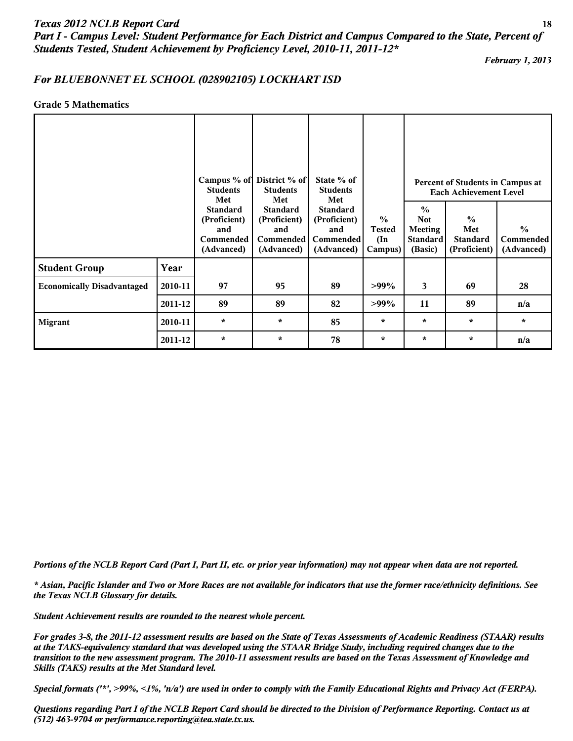# Texas 2012 NCLB Report Card

## Part I - Campus Level: Student Performance for Each District and Campus Compared to the State, Percent of Students Tested, Student Achievement by Proficiency Level, 2010-11, 2011-12*

*February 1, 2013*

### For BLUEBONNET EL SCHOOL (028902105) LOCKHART ISD

**Grade 5 Mathematics**

| | | Campus % of Students Met Standard (Proficient) and Commended (Advanced) | District % of Students Met Standard (Proficient) and Commended (Advanced) | State % of Students Met Standard (Proficient) and Commended (Advanced) | % Tested (In Campus) | Percent of Students in Campus at Each Achievement Level | | |
|---|---|---|---|---|---|---|---|---|
| | | | | | | % Not Meeting Standard (Basic) | % Met Standard (Proficient) | % Commended (Advanced) |
| **Student Group** | **Year** | | | | | | | |
| **Economically Disadvantaged** | 2010-11 | 97 | 95 | 89 | >99% | 3 | 69 | 28 |
| | 2011-12 | 89 | 89 | 82 | >99% | 11 | 89 | n/a |
| **Migrant** | 2010-11 | * | * | 85 | * | * | * | * |
| | 2011-12 | * | * | 78 | * | * | * | n/a |

*Portions of the NCLB Report Card (Part I, Part II, etc. or prior year information) may not appear when data are not reported.*

*\* Asian, Pacific Islander and Two or More Races are not available for indicators that use the former race/ethnicity definitions. See the Texas NCLB Glossary for details.*

*Student Achievement results are rounded to the nearest whole percent.*

*For grades 3-8, the 2011-12 assessment results are based on the State of Texas Assessments of Academic Readiness (STAAR) results at the TAKS-equivalency standard that was developed using the STAAR Bridge Study, including required changes due to the transition to the new assessment program. The 2010-11 assessment results are based on the Texas Assessment of Knowledge and Skills (TAKS) results at the Met Standard level.*

*Special formats ('*', >99%, <1%, 'n/a') are used in order to comply with the Family Educational Rights and Privacy Act (FERPA).*

*Questions regarding Part I of the NCLB Report Card should be directed to the Division of Performance Reporting. Contact us at (512) 463-9704 or performance.reporting@tea.state.tx.us.*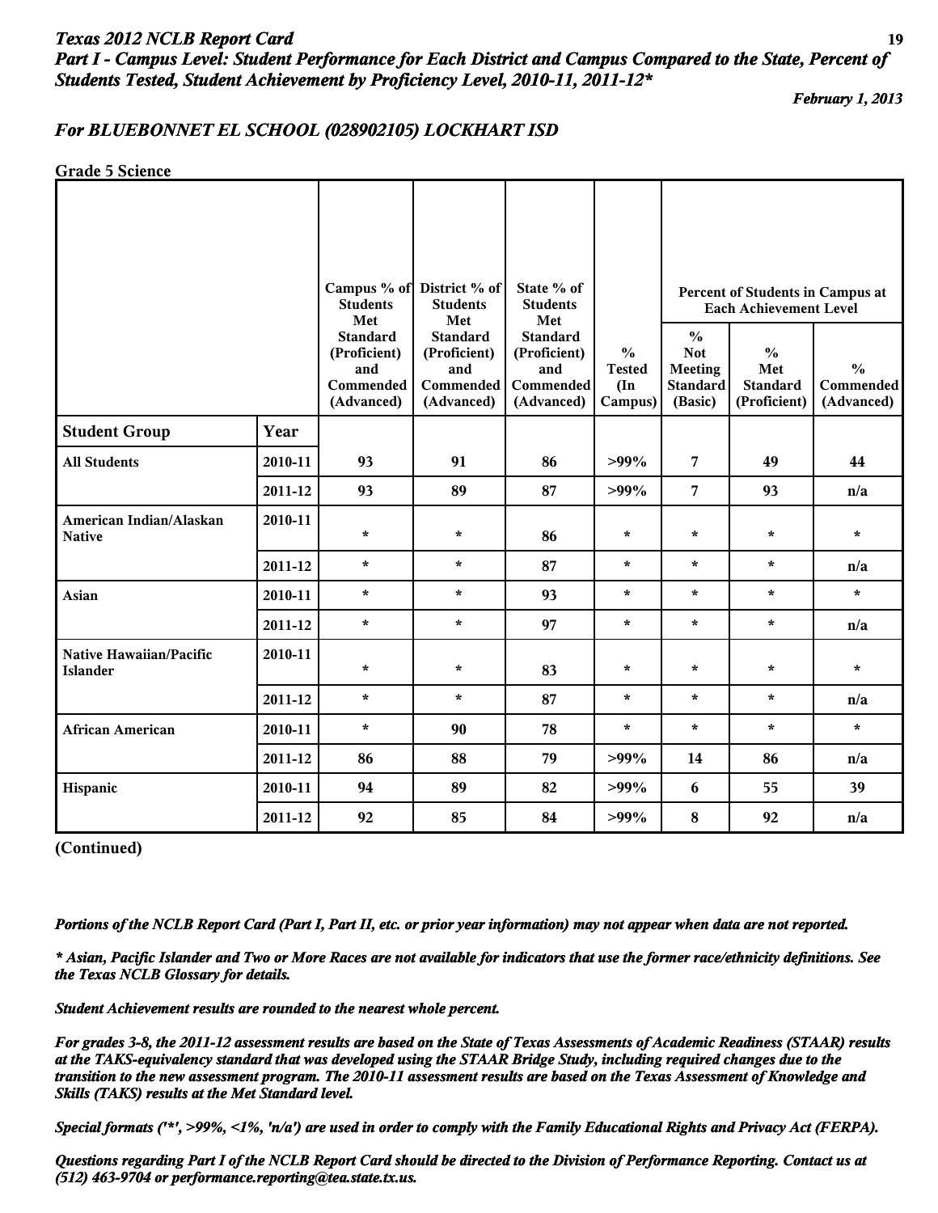*Texas 2012 NCLB Report Card*
***Part I - Campus Level: Student Performance for Each District and Campus Compared to the State, Percent of Students Tested, Student Achievement by Proficiency Level, 2010-11, 2011-12****

*February 1, 2013*

## *For BLUEBONNET EL SCHOOL (028902105) LOCKHART ISD*

**Grade 5 Science**

| | | Campus % of Students Met Standard (Proficient) and Commended (Advanced) | District % of Students Met Standard (Proficient) and Commended (Advanced) | State % of Students Met Standard (Proficient) and Commended (Advanced) | % Tested (In Campus) | Percent of Students in Campus at Each Achievement Level | | |
|---|---|---|---|---|---|---|---|---|
| | | | | | | % Not Meeting Standard (Basic) | % Met Standard (Proficient) | % Commended (Advanced) |
| **Student Group** | **Year** | | | | | | | |
| **All Students** | **2010-11** | **93** | **91** | **86** | **>99%** | **7** | **49** | **44** |
| | **2011-12** | **93** | **89** | **87** | **>99%** | **7** | **93** | **n/a** |
| **American Indian/Alaskan Native** | **2010-11** | * | * | **86** | * | * | * | * |
| | **2011-12** | * | * | **87** | * | * | * | **n/a** |
| **Asian** | **2010-11** | * | * | **93** | * | * | * | * |
| | **2011-12** | * | * | **97** | * | * | * | **n/a** |
| **Native Hawaiian/Pacific Islander** | **2010-11** | * | * | **83** | * | * | * | * |
| | **2011-12** | * | * | **87** | * | * | * | **n/a** |
| **African American** | **2010-11** | * | **90** | **78** | * | * | * | * |
| | **2011-12** | **86** | **88** | **79** | **>99%** | **14** | **86** | **n/a** |
| **Hispanic** | **2010-11** | **94** | **89** | **82** | **>99%** | **6** | **55** | **39** |
| | **2011-12** | **92** | **85** | **84** | **>99%** | **8** | **92** | **n/a** |

**(Continued)**

***Portions of the NCLB Report Card (Part I, Part II, etc. or prior year information) may not appear when data are not reported.***

***\* Asian, Pacific Islander and Two or More Races are not available for indicators that use the former race/ethnicity definitions. See the Texas NCLB Glossary for details.***

***Student Achievement results are rounded to the nearest whole percent.***

***For grades 3-8, the 2011-12 assessment results are based on the State of Texas Assessments of Academic Readiness (STAAR) results at the TAKS-equivalency standard that was developed using the STAAR Bridge Study, including required changes due to the transition to the new assessment program. The 2010-11 assessment results are based on the Texas Assessment of Knowledge and Skills (TAKS) results at the Met Standard level.***

***Special formats ('*', >99%, <1%, 'n/a') are used in order to comply with the Family Educational Rights and Privacy Act (FERPA).***

***Questions regarding Part I of the NCLB Report Card should be directed to the Division of Performance Reporting. Contact us at (512) 463-9704 or performance.reporting@tea.state.tx.us.***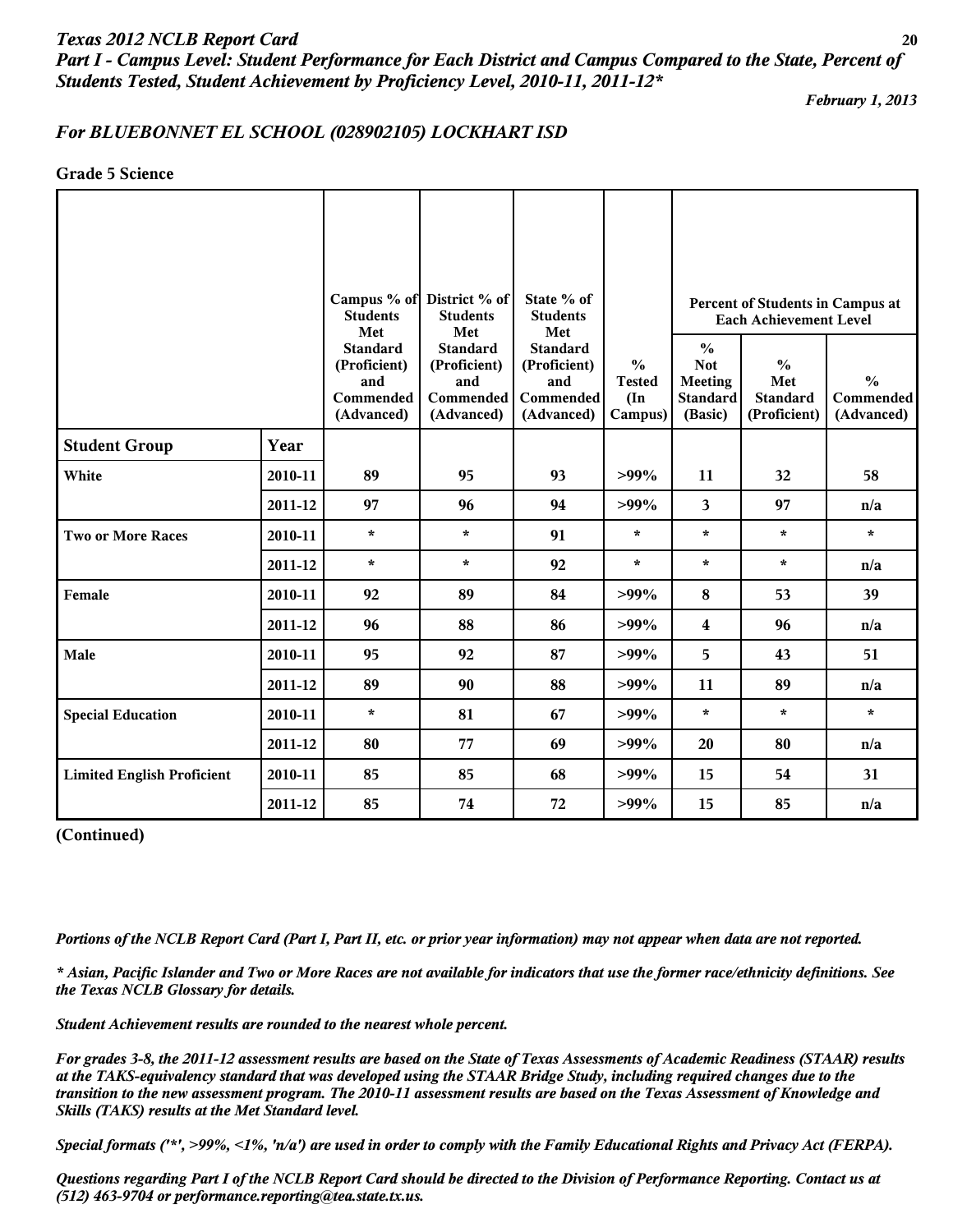*Texas 2012 NCLB Report Card*
***Part I - Campus Level: Student Performance for Each District and Campus Compared to the State, Percent of Students Tested, Student Achievement by Proficiency Level, 2010-11, 2011-12****

*February 1, 2013*

## *For BLUEBONNET EL SCHOOL (028902105) LOCKHART ISD*

**Grade 5 Science**

| | | Campus % of Students Met Standard (Proficient) and Commended (Advanced) | District % of Students Met Standard (Proficient) and Commended (Advanced) | State % of Students Met Standard (Proficient) and Commended (Advanced) | % Tested (In Campus) | Percent of Students in Campus at Each Achievement Level | | |
|---|---|---|---|---|---|---|---|---|
| | | | | | | % Not Meeting Standard (Basic) | % Met Standard (Proficient) | % Commended (Advanced) |
| **Student Group** | **Year** | | | | | | | |
| **White** | 2010-11 | 89 | 95 | 93 | >99% | 11 | 32 | 58 |
| | 2011-12 | 97 | 96 | 94 | >99% | 3 | 97 | n/a |
| **Two or More Races** | 2010-11 | * | * | 91 | * | * | * | * |
| | 2011-12 | * | * | 92 | * | * | * | n/a |
| **Female** | 2010-11 | 92 | 89 | 84 | >99% | 8 | 53 | 39 |
| | 2011-12 | 96 | 88 | 86 | >99% | 4 | 96 | n/a |
| **Male** | 2010-11 | 95 | 92 | 87 | >99% | 5 | 43 | 51 |
| | 2011-12 | 89 | 90 | 88 | >99% | 11 | 89 | n/a |
| **Special Education** | 2010-11 | * | 81 | 67 | >99% | * | * | * |
| | 2011-12 | 80 | 77 | 69 | >99% | 20 | 80 | n/a |
| **Limited English Proficient** | 2010-11 | 85 | 85 | 68 | >99% | 15 | 54 | 31 |
| | 2011-12 | 85 | 74 | 72 | >99% | 15 | 85 | n/a |

**(Continued)**

*Portions of the NCLB Report Card (Part I, Part II, etc. or prior year information) may not appear when data are not reported.*

** Asian, Pacific Islander and Two or More Races are not available for indicators that use the former race/ethnicity definitions. See the Texas NCLB Glossary for details.*

*Student Achievement results are rounded to the nearest whole percent.*

*For grades 3-8, the 2011-12 assessment results are based on the State of Texas Assessments of Academic Readiness (STAAR) results at the TAKS-equivalency standard that was developed using the STAAR Bridge Study, including required changes due to the transition to the new assessment program. The 2010-11 assessment results are based on the Texas Assessment of Knowledge and Skills (TAKS) results at the Met Standard level.*

*Special formats ('*', >99%, <1%, 'n/a') are used in order to comply with the Family Educational Rights and Privacy Act (FERPA).*

*Questions regarding Part I of the NCLB Report Card should be directed to the Division of Performance Reporting. Contact us at (512) 463-9704 or performance.reporting@tea.state.tx.us.*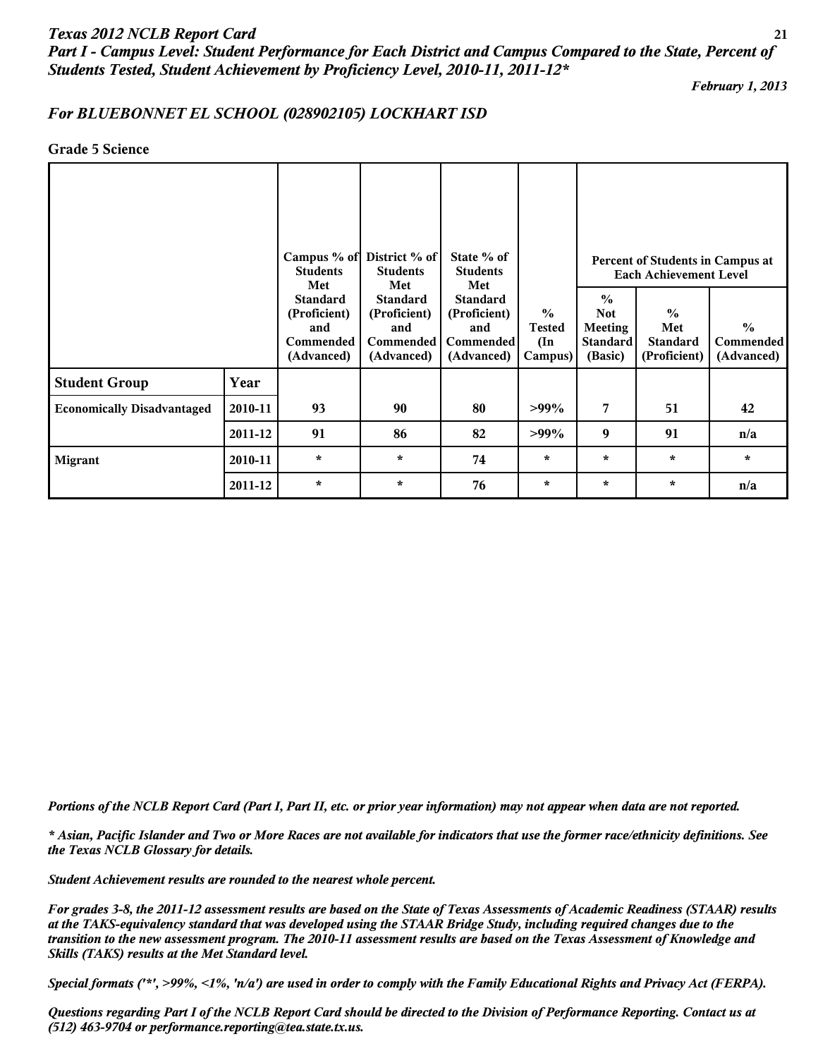# Texas 2012 NCLB Report Card

## Part I - Campus Level: Student Performance for Each District and Campus Compared to the State, Percent of Students Tested, Student Achievement by Proficiency Level, 2010-11, 2011-12*

*February 1, 2013*

## For BLUEBONNET EL SCHOOL (028902105) LOCKHART ISD

**Grade 5 Science**

| | | Campus % of Students Met Standard (Proficient) and Commended (Advanced) | District % of Students Met Standard (Proficient) and Commended (Advanced) | State % of Students Met Standard (Proficient) and Commended (Advanced) | % Tested (In Campus) | Percent of Students in Campus at Each Achievement Level | | |
|---|---|---|---|---|---|---|---|---|
| | | | | | | % Not Meeting Standard (Basic) | % Met Standard (Proficient) | % Commended (Advanced) |
| **Student Group** | **Year** | | | | | | | |
| **Economically Disadvantaged** | 2010-11 | 93 | 90 | 80 | >99% | 7 | 51 | 42 |
| | 2011-12 | 91 | 86 | 82 | >99% | 9 | 91 | n/a |
| **Migrant** | 2010-11 | * | * | 74 | * | * | * | * |
| | 2011-12 | * | * | 76 | * | * | * | n/a |

*Portions of the NCLB Report Card (Part I, Part II, etc. or prior year information) may not appear when data are not reported.*

** Asian, Pacific Islander and Two or More Races are not available for indicators that use the former race/ethnicity definitions. See the Texas NCLB Glossary for details.*

*Student Achievement results are rounded to the nearest whole percent.*

*For grades 3-8, the 2011-12 assessment results are based on the State of Texas Assessments of Academic Readiness (STAAR) results at the TAKS-equivalency standard that was developed using the STAAR Bridge Study, including required changes due to the transition to the new assessment program. The 2010-11 assessment results are based on the Texas Assessment of Knowledge and Skills (TAKS) results at the Met Standard level.*

*Special formats ('*', >99%, <1%, 'n/a') are used in order to comply with the Family Educational Rights and Privacy Act (FERPA).*

*Questions regarding Part I of the NCLB Report Card should be directed to the Division of Performance Reporting. Contact us at (512) 463-9704 or performance.reporting@tea.state.tx.us.*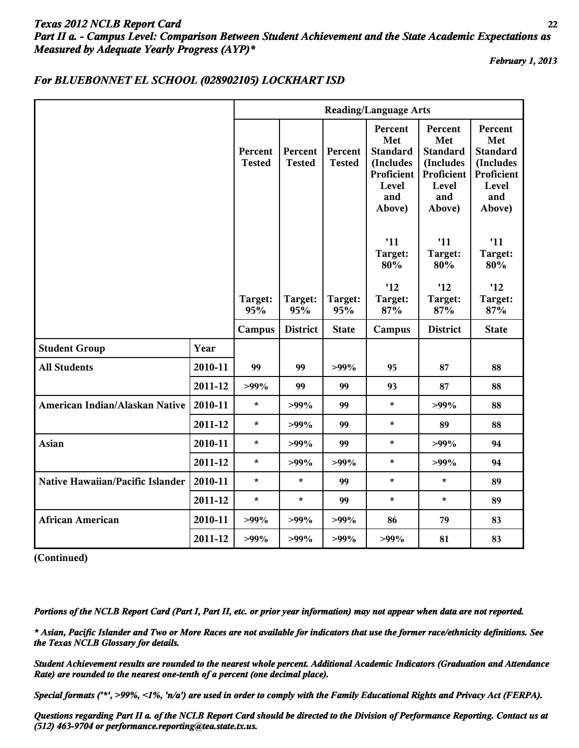# Texas 2012 NCLB Report Card

## *Part II a. - Campus Level: Comparison Between Student Achievement and the State Academic Expectations as Measured by Adequate Yearly Progress (AYP)**

*February 1, 2013*

### *For BLUEBONNET EL SCHOOL (028902105) LOCKHART ISD*

| | | Reading/Language Arts | | | | | |
|---|---|---|---|---|---|---|---|
| | | Percent Tested Target: 95% | Percent Tested Target: 95% | Percent Tested Target: 95% | Percent Met Standard (Includes Proficient Level and Above) '11 Target: 80% '12 Target: 87% | Percent Met Standard (Includes Proficient Level and Above) '11 Target: 80% '12 Target: 87% | Percent Met Standard (Includes Proficient Level and Above) '11 Target: 80% '12 Target: 87% |
| | | Campus | District | State | Campus | District | State |
| **Student Group** | **Year** | | | | | | |
| **All Students** | 2010-11 | 99 | 99 | >99% | 95 | 87 | 88 |
| | 2011-12 | >99% | 99 | 99 | 93 | 87 | 88 |
| **American Indian/Alaskan Native** | 2010-11 | * | >99% | 99 | * | >99% | 88 |
| | 2011-12 | * | >99% | 99 | * | 89 | 88 |
| **Asian** | 2010-11 | * | >99% | 99 | * | >99% | 94 |
| | 2011-12 | * | >99% | >99% | * | >99% | 94 |
| **Native Hawaiian/Pacific Islander** | 2010-11 | * | * | 99 | * | * | 89 |
| | 2011-12 | * | * | 99 | * | * | 89 |
| **African American** | 2010-11 | >99% | >99% | >99% | 86 | 79 | 83 |
| | 2011-12 | >99% | >99% | >99% | >99% | 81 | 83 |

**(Continued)**

*Portions of the NCLB Report Card (Part I, Part II, etc. or prior year information) may not appear when data are not reported.*

*\* Asian, Pacific Islander and Two or More Races are not available for indicators that use the former race/ethnicity definitions. See the Texas NCLB Glossary for details.*

*Student Achievement results are rounded to the nearest whole percent. Additional Academic Indicators (Graduation and Attendance Rate) are rounded to the nearest one-tenth of a percent (one decimal place).*

*Special formats ('*', >99%, <1%, 'n/a') are used in order to comply with the Family Educational Rights and Privacy Act (FERPA).*

*Questions regarding Part II a. of the NCLB Report Card should be directed to the Division of Performance Reporting. Contact us at (512) 463-9704 or performance.reporting@tea.state.tx.us.*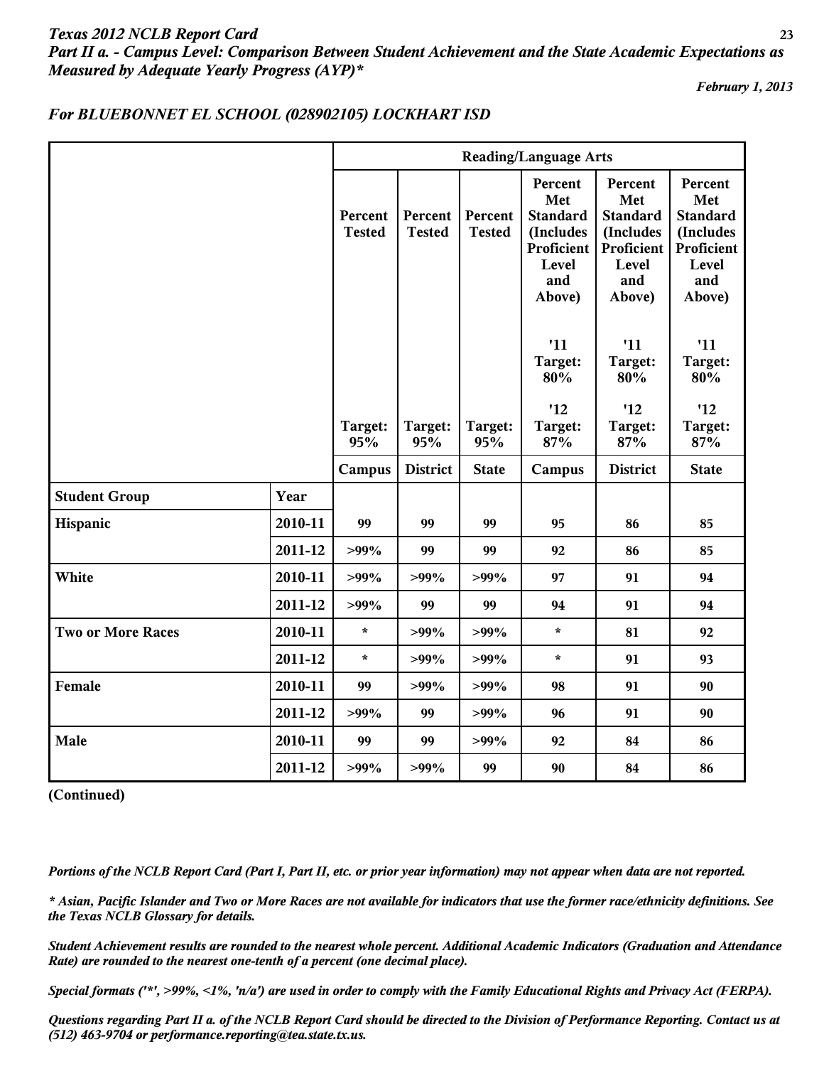*Texas 2012 NCLB Report Card*
*Part II a. - Campus Level: Comparison Between Student Achievement and the State Academic Expectations as Measured by Adequate Yearly Progress (AYP)**

*February 1, 2013*

## *For BLUEBONNET EL SCHOOL (028902105) LOCKHART ISD*

| | | Reading/Language Arts | | | | | |
|---|---|---|---|---|---|---|---|
| | | Percent Tested | Percent Tested | Percent Tested | Percent Met Standard (Includes Proficient Level and Above) '11 Target: 80% | Percent Met Standard (Includes Proficient Level and Above) '11 Target: 80% | Percent Met Standard (Includes Proficient Level and Above) '11 Target: 80% |
| | | Target: 95% | Target: 95% | Target: 95% | '12 Target: 87% | '12 Target: 87% | '12 Target: 87% |
| | | Campus | District | State | Campus | District | State |
| **Student Group** | **Year** | | | | | | |
| **Hispanic** | 2010-11 | 99 | 99 | 99 | 95 | 86 | 85 |
| | 2011-12 | >99% | 99 | 99 | 92 | 86 | 85 |
| **White** | 2010-11 | >99% | >99% | >99% | 97 | 91 | 94 |
| | 2011-12 | >99% | 99 | 99 | 94 | 91 | 94 |
| **Two or More Races** | 2010-11 | * | >99% | >99% | * | 81 | 92 |
| | 2011-12 | * | >99% | >99% | * | 91 | 93 |
| **Female** | 2010-11 | 99 | >99% | >99% | 98 | 91 | 90 |
| | 2011-12 | >99% | 99 | >99% | 96 | 91 | 90 |
| **Male** | 2010-11 | 99 | 99 | >99% | 92 | 84 | 86 |
| | 2011-12 | >99% | >99% | 99 | 90 | 84 | 86 |

**(Continued)**

*Portions of the NCLB Report Card (Part I, Part II, etc. or prior year information) may not appear when data are not reported.*

*** Asian, Pacific Islander and Two or More Races are not available for indicators that use the former race/ethnicity definitions. See the Texas NCLB Glossary for details.*

*Student Achievement results are rounded to the nearest whole percent. Additional Academic Indicators (Graduation and Attendance Rate) are rounded to the nearest one-tenth of a percent (one decimal place).*

*Special formats ('*', >99%, <1%, 'n/a') are used in order to comply with the Family Educational Rights and Privacy Act (FERPA).*

*Questions regarding Part II a. of the NCLB Report Card should be directed to the Division of Performance Reporting. Contact us at (512) 463-9704 or performance.reporting@tea.state.tx.us.*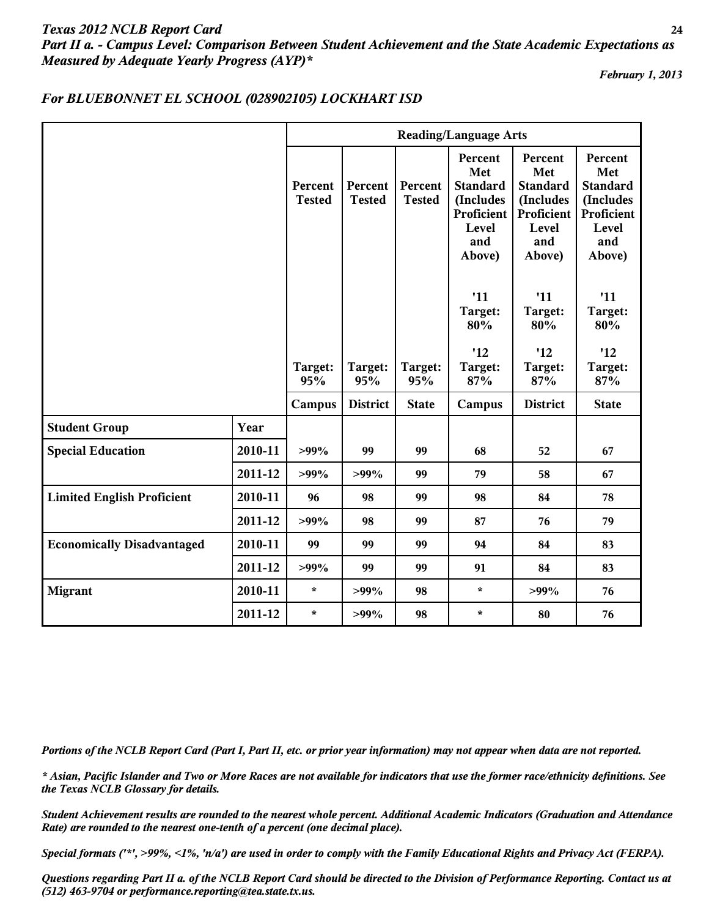*Texas 2012 NCLB Report Card*

## *Part II a. - Campus Level: Comparison Between Student Achievement and the State Academic Expectations as Measured by Adequate Yearly Progress (AYP)**

*February 1, 2013*

### *For BLUEBONNET EL SCHOOL (028902105) LOCKHART ISD*

| | | Reading/Language Arts | | | | | |
|---|---|---|---|---|---|---|---|
| | | Percent Tested<br><br>Target: 95% | Percent Tested<br><br>Target: 95% | Percent Tested<br><br>Target: 95% | Percent Met Standard (Includes Proficient Level and Above)<br><br>'11 Target: 80%<br><br>'12 Target: 87% | Percent Met Standard (Includes Proficient Level and Above)<br><br>'11 Target: 80%<br><br>'12 Target: 87% | Percent Met Standard (Includes Proficient Level and Above)<br><br>'11 Target: 80%<br><br>'12 Target: 87% |
| | | Campus | District | State | Campus | District | State |
| **Student Group** | **Year** | | | | | | |
| **Special Education** | 2010-11 | >99% | 99 | 99 | 68 | 52 | 67 |
| | 2011-12 | >99% | >99% | 99 | 79 | 58 | 67 |
| **Limited English Proficient** | 2010-11 | 96 | 98 | 99 | 98 | 84 | 78 |
| | 2011-12 | >99% | 98 | 99 | 87 | 76 | 79 |
| **Economically Disadvantaged** | 2010-11 | 99 | 99 | 99 | 94 | 84 | 83 |
| | 2011-12 | >99% | 99 | 99 | 91 | 84 | 83 |
| **Migrant** | 2010-11 | * | >99% | 98 | * | >99% | 76 |
| | 2011-12 | * | >99% | 98 | * | 80 | 76 |

*Portions of the NCLB Report Card (Part I, Part II, etc. or prior year information) may not appear when data are not reported.*

** Asian, Pacific Islander and Two or More Races are not available for indicators that use the former race/ethnicity definitions. See the Texas NCLB Glossary for details.*

*Student Achievement results are rounded to the nearest whole percent. Additional Academic Indicators (Graduation and Attendance Rate) are rounded to the nearest one-tenth of a percent (one decimal place).*

*Special formats ('*', >99%, <1%, 'n/a') are used in order to comply with the Family Educational Rights and Privacy Act (FERPA).*

*Questions regarding Part II a. of the NCLB Report Card should be directed to the Division of Performance Reporting. Contact us at (512) 463-9704 or performance.reporting@tea.state.tx.us.*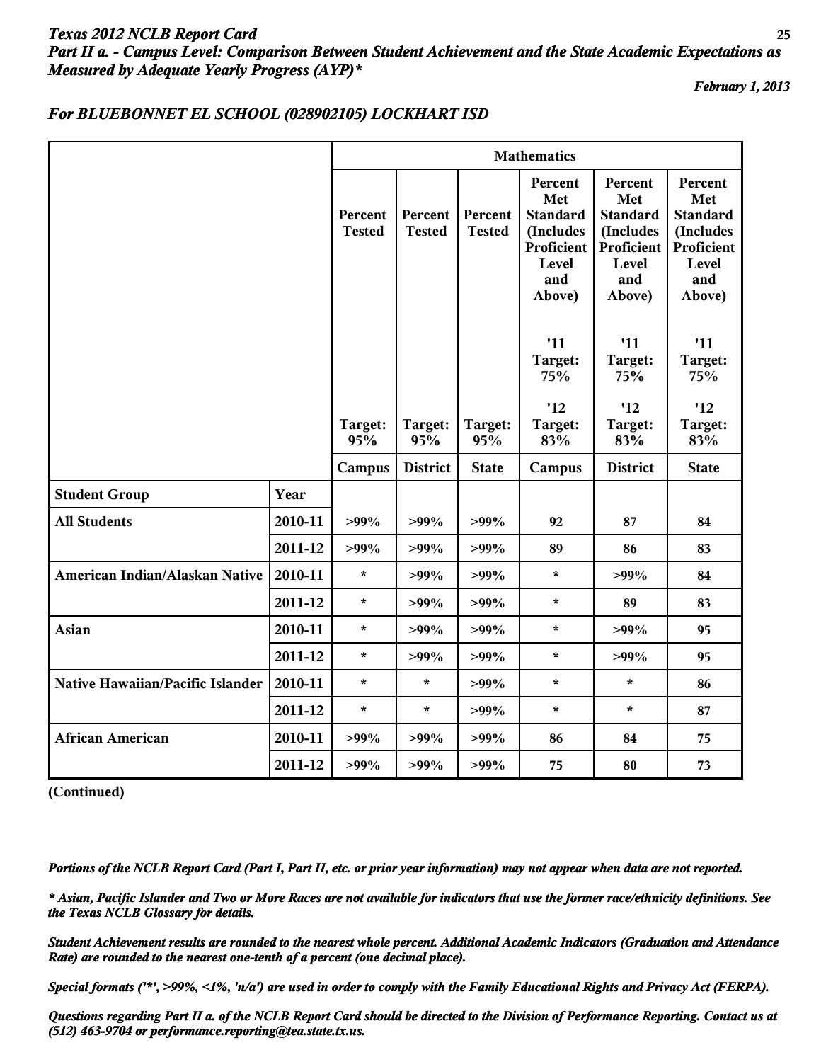*Texas 2012 NCLB Report Card*
***Part II a. - Campus Level: Comparison Between Student Achievement and the State Academic Expectations as Measured by Adequate Yearly Progress (AYP)****

*February 1, 2013*

## *For BLUEBONNET EL SCHOOL (028902105) LOCKHART ISD*

| | | Mathematics | | | | | |
|---|---|---|---|---|---|---|---|
| | | Percent Tested | Percent Tested | Percent Tested | Percent Met Standard (Includes Proficient Level and Above) '11 Target: 75% | Percent Met Standard (Includes Proficient Level and Above) '11 Target: 75% | Percent Met Standard (Includes Proficient Level and Above) '11 Target: 75% |
| | | Target: 95% | Target: 95% | Target: 95% | '12 Target: 83% | '12 Target: 83% | '12 Target: 83% |
| | | Campus | District | State | Campus | District | State |
| **Student Group** | **Year** | | | | | | |
| **All Students** | 2010-11 | >99% | >99% | >99% | 92 | 87 | 84 |
| | 2011-12 | >99% | >99% | >99% | 89 | 86 | 83 |
| **American Indian/Alaskan Native** | 2010-11 | * | >99% | >99% | * | >99% | 84 |
| | 2011-12 | * | >99% | >99% | * | 89 | 83 |
| **Asian** | 2010-11 | * | >99% | >99% | * | >99% | 95 |
| | 2011-12 | * | >99% | >99% | * | >99% | 95 |
| **Native Hawaiian/Pacific Islander** | 2010-11 | * | * | >99% | * | * | 86 |
| | 2011-12 | * | * | >99% | * | * | 87 |
| **African American** | 2010-11 | >99% | >99% | >99% | 86 | 84 | 75 |
| | 2011-12 | >99% | >99% | >99% | 75 | 80 | 73 |

**(Continued)**

***Portions of the NCLB Report Card (Part I, Part II, etc. or prior year information) may not appear when data are not reported.***

***\* Asian, Pacific Islander and Two or More Races are not available for indicators that use the former race/ethnicity definitions. See the Texas NCLB Glossary for details.***

***Student Achievement results are rounded to the nearest whole percent. Additional Academic Indicators (Graduation and Attendance Rate) are rounded to the nearest one-tenth of a percent (one decimal place).***

***Special formats ('*', >99%, <1%, 'n/a') are used in order to comply with the Family Educational Rights and Privacy Act (FERPA).***

***Questions regarding Part II a. of the NCLB Report Card should be directed to the Division of Performance Reporting. Contact us at (512) 463-9704 or performance.reporting@tea.state.tx.us.***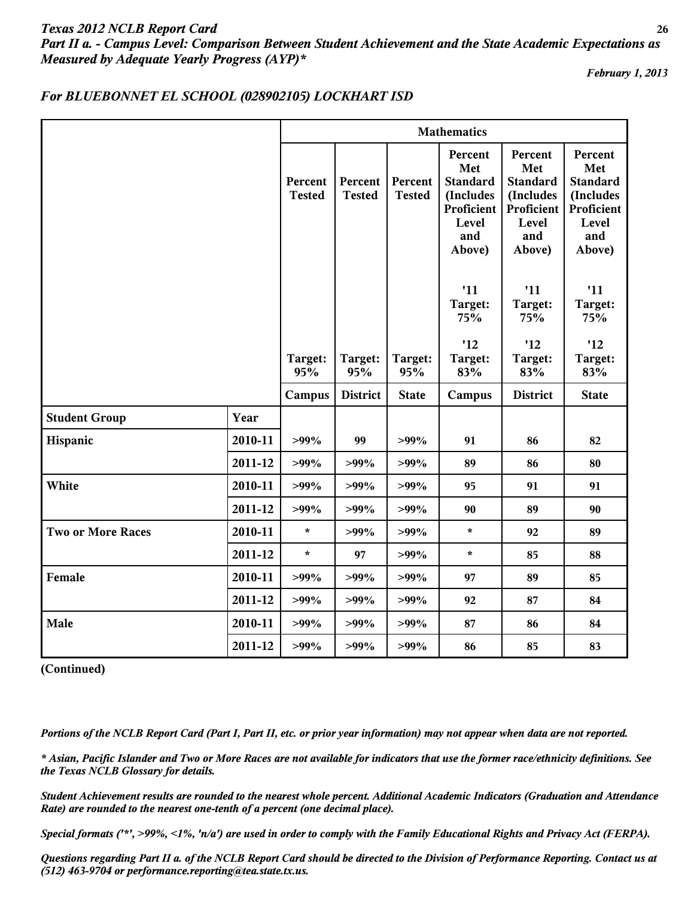*Texas 2012 NCLB Report Card*
*Part II a. - Campus Level: Comparison Between Student Achievement and the State Academic Expectations as Measured by Adequate Yearly Progress (AYP)**

*February 1, 2013*

### *For BLUEBONNET EL SCHOOL (028902105) LOCKHART ISD*

| | | Mathematics | | | | | |
|---|---|---|---|---|---|---|---|
| | | Percent Tested | Percent Tested | Percent Tested | Percent Met Standard (Includes Proficient Level and Above) '11 Target: 75% | Percent Met Standard (Includes Proficient Level and Above) '11 Target: 75% | Percent Met Standard (Includes Proficient Level and Above) '11 Target: 75% |
| | | Target: 95% | Target: 95% | Target: 95% | '12 Target: 83% | '12 Target: 83% | '12 Target: 83% |
| | | Campus | District | State | Campus | District | State |
| **Student Group** | **Year** | | | | | | |
| **Hispanic** | 2010-11 | >99% | 99 | >99% | 91 | 86 | 82 |
| | 2011-12 | >99% | >99% | >99% | 89 | 86 | 80 |
| **White** | 2010-11 | >99% | >99% | >99% | 95 | 91 | 91 |
| | 2011-12 | >99% | >99% | >99% | 90 | 89 | 90 |
| **Two or More Races** | 2010-11 | * | >99% | >99% | * | 92 | 89 |
| | 2011-12 | * | 97 | >99% | * | 85 | 88 |
| **Female** | 2010-11 | >99% | >99% | >99% | 97 | 89 | 85 |
| | 2011-12 | >99% | >99% | >99% | 92 | 87 | 84 |
| **Male** | 2010-11 | >99% | >99% | >99% | 87 | 86 | 84 |
| | 2011-12 | >99% | >99% | >99% | 86 | 85 | 83 |

**(Continued)**

*Portions of the NCLB Report Card (Part I, Part II, etc. or prior year information) may not appear when data are not reported.*

** Asian, Pacific Islander and Two or More Races are not available for indicators that use the former race/ethnicity definitions. See the Texas NCLB Glossary for details.*

*Student Achievement results are rounded to the nearest whole percent. Additional Academic Indicators (Graduation and Attendance Rate) are rounded to the nearest one-tenth of a percent (one decimal place).*

*Special formats ('*', >99%, <1%, 'n/a') are used in order to comply with the Family Educational Rights and Privacy Act (FERPA).*

*Questions regarding Part II a. of the NCLB Report Card should be directed to the Division of Performance Reporting. Contact us at (512) 463-9704 or performance.reporting@tea.state.tx.us.*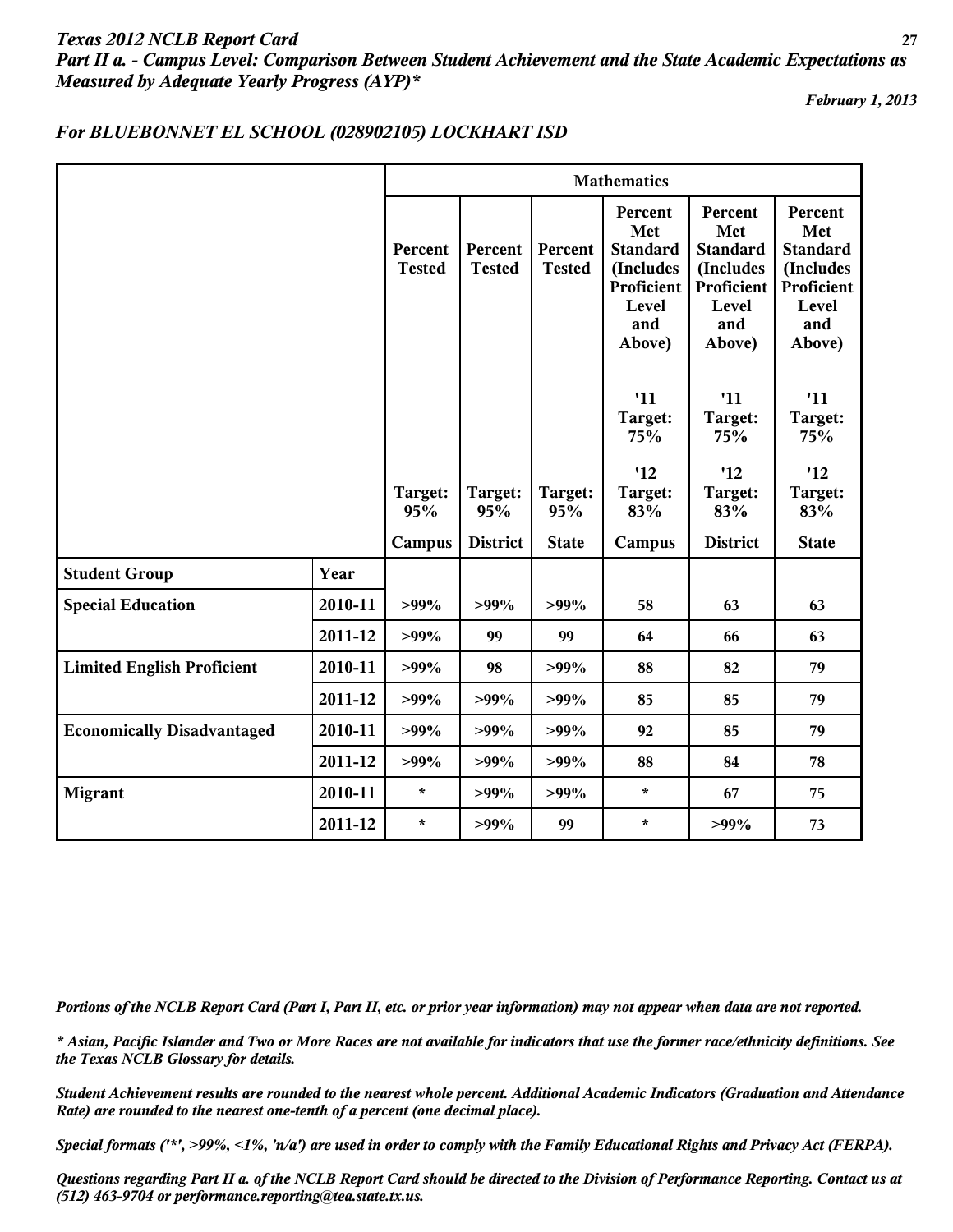*Texas 2012 NCLB Report Card*
*Part II a. - Campus Level: Comparison Between Student Achievement and the State Academic Expectations as Measured by Adequate Yearly Progress (AYP)**

*February 1, 2013*

## *For BLUEBONNET EL SCHOOL (028902105) LOCKHART ISD*

| | | Mathematics | | | | | |
|---|---|---|---|---|---|---|---|
| | | Percent Tested | Percent Tested | Percent Tested | Percent Met Standard (Includes Proficient Level and Above) '11 Target: 75% '12 Target: 83% | Percent Met Standard (Includes Proficient Level and Above) '11 Target: 75% '12 Target: 83% | Percent Met Standard (Includes Proficient Level and Above) '11 Target: 75% '12 Target: 83% |
| | | Target: 95% | Target: 95% | Target: 95% | | | |
| | | Campus | District | State | Campus | District | State |
| **Student Group** | **Year** | | | | | | |
| **Special Education** | 2010-11 | >99% | >99% | >99% | 58 | 63 | 63 |
| | 2011-12 | >99% | 99 | 99 | 64 | 66 | 63 |
| **Limited English Proficient** | 2010-11 | >99% | 98 | >99% | 88 | 82 | 79 |
| | 2011-12 | >99% | >99% | >99% | 85 | 85 | 79 |
| **Economically Disadvantaged** | 2010-11 | >99% | >99% | >99% | 92 | 85 | 79 |
| | 2011-12 | >99% | >99% | >99% | 88 | 84 | 78 |
| **Migrant** | 2010-11 | * | >99% | >99% | * | 67 | 75 |
| | 2011-12 | * | >99% | 99 | * | >99% | 73 |

*Portions of the NCLB Report Card (Part I, Part II, etc. or prior year information) may not appear when data are not reported.*

*\* Asian, Pacific Islander and Two or More Races are not available for indicators that use the former race/ethnicity definitions. See the Texas NCLB Glossary for details.*

*Student Achievement results are rounded to the nearest whole percent. Additional Academic Indicators (Graduation and Attendance Rate) are rounded to the nearest one-tenth of a percent (one decimal place).*

*Special formats ('*', >99%, <1%, 'n/a') are used in order to comply with the Family Educational Rights and Privacy Act (FERPA).*

*Questions regarding Part II a. of the NCLB Report Card should be directed to the Division of Performance Reporting. Contact us at (512) 463-9704 or performance.reporting@tea.state.tx.us.*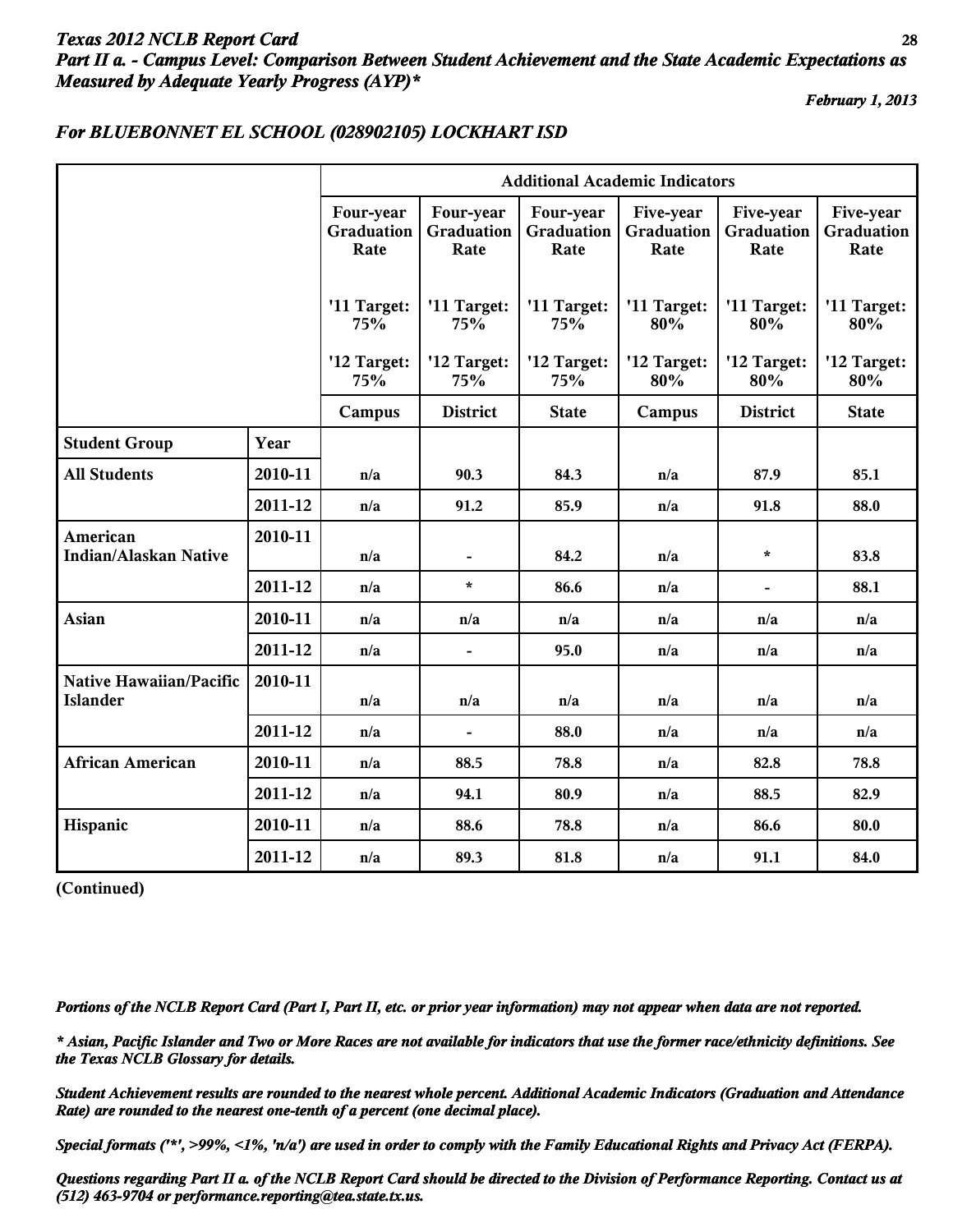# Texas 2012 NCLB Report Card

## Part II a. - Campus Level: Comparison Between Student Achievement and the State Academic Expectations as Measured by Adequate Yearly Progress (AYP)*

*February 1, 2013*

### For BLUEBONNET EL SCHOOL (028902105) LOCKHART ISD

| | | Additional Academic Indicators | | | | | |
|---|---|---|---|---|---|---|---|
| | | Four-year Graduation Rate '11 Target: 75% '12 Target: 75% | Four-year Graduation Rate '11 Target: 75% '12 Target: 75% | Four-year Graduation Rate '11 Target: 75% '12 Target: 75% | Five-year Graduation Rate '11 Target: 80% '12 Target: 80% | Five-year Graduation Rate '11 Target: 80% '12 Target: 80% | Five-year Graduation Rate '11 Target: 80% '12 Target: 80% |
| | | Campus | District | State | Campus | District | State |
| **Student Group** | **Year** | | | | | | |
| **All Students** | 2010-11 | n/a | 90.3 | 84.3 | n/a | 87.9 | 85.1 |
| | 2011-12 | n/a | 91.2 | 85.9 | n/a | 91.8 | 88.0 |
| **American Indian/Alaskan Native** | 2010-11 | n/a | - | 84.2 | n/a | * | 83.8 |
| | 2011-12 | n/a | * | 86.6 | n/a | - | 88.1 |
| **Asian** | 2010-11 | n/a | n/a | n/a | n/a | n/a | n/a |
| | 2011-12 | n/a | - | 95.0 | n/a | n/a | n/a |
| **Native Hawaiian/Pacific Islander** | 2010-11 | n/a | n/a | n/a | n/a | n/a | n/a |
| | 2011-12 | n/a | - | 88.0 | n/a | n/a | n/a |
| **African American** | 2010-11 | n/a | 88.5 | 78.8 | n/a | 82.8 | 78.8 |
| | 2011-12 | n/a | 94.1 | 80.9 | n/a | 88.5 | 82.9 |
| **Hispanic** | 2010-11 | n/a | 88.6 | 78.8 | n/a | 86.6 | 80.0 |
| | 2011-12 | n/a | 89.3 | 81.8 | n/a | 91.1 | 84.0 |

**(Continued)**

*Portions of the NCLB Report Card (Part I, Part II, etc. or prior year information) may not appear when data are not reported.*

*\* Asian, Pacific Islander and Two or More Races are not available for indicators that use the former race/ethnicity definitions. See the Texas NCLB Glossary for details.*

*Student Achievement results are rounded to the nearest whole percent. Additional Academic Indicators (Graduation and Attendance Rate) are rounded to the nearest one-tenth of a percent (one decimal place).*

*Special formats ('*', >99%, <1%, 'n/a') are used in order to comply with the Family Educational Rights and Privacy Act (FERPA).*

*Questions regarding Part II a. of the NCLB Report Card should be directed to the Division of Performance Reporting. Contact us at (512) 463-9704 or performance.reporting@tea.state.tx.us.*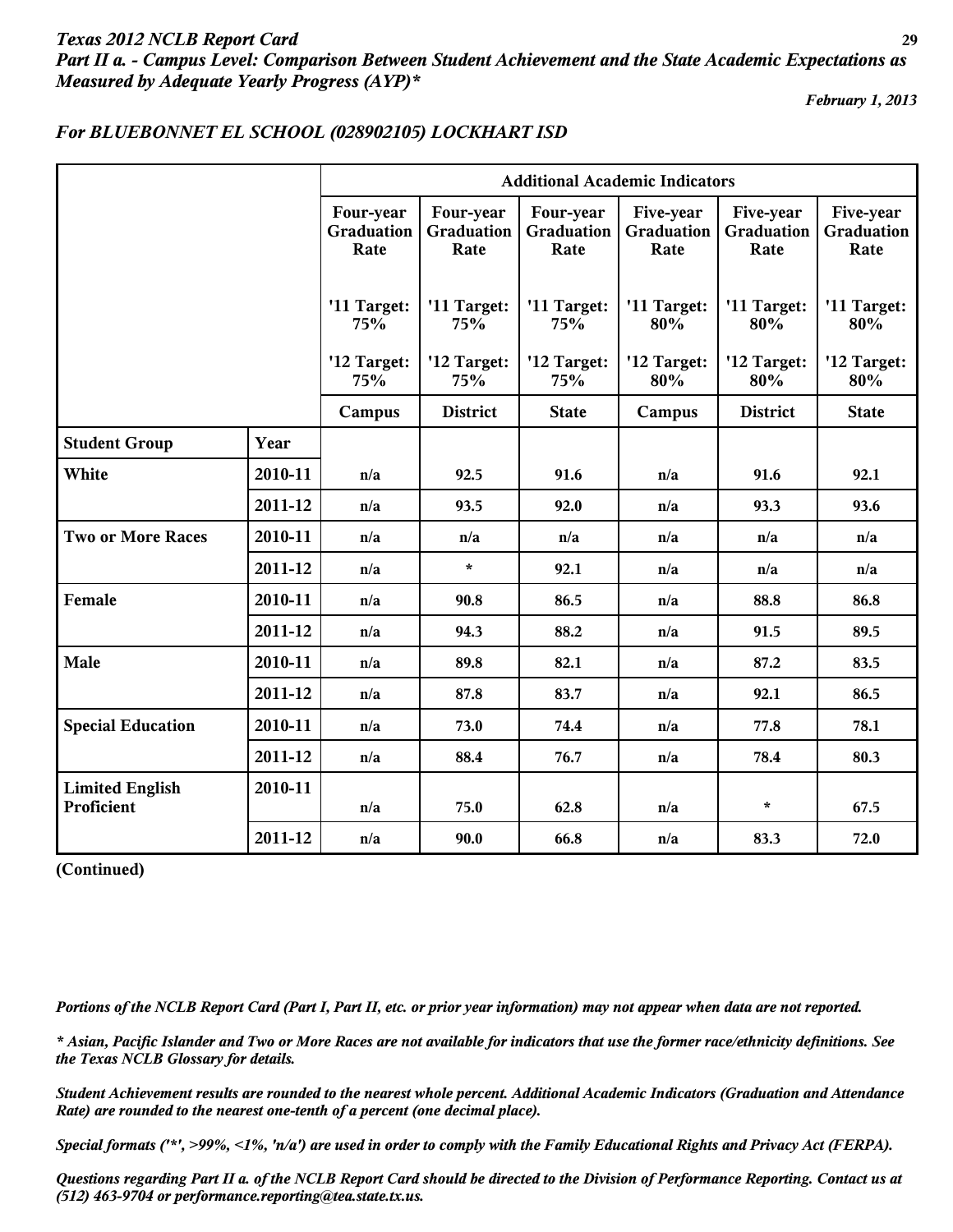*Texas 2012 NCLB Report Card*

***Part II a. - Campus Level: Comparison Between Student Achievement and the State Academic Expectations as Measured by Adequate Yearly Progress (AYP)****

***February 1, 2013***

### *For BLUEBONNET EL SCHOOL (028902105) LOCKHART ISD*

| | | Additional Academic Indicators | | | | | |
|---|---|---|---|---|---|---|---|
| | | Four-year Graduation Rate | Four-year Graduation Rate | Four-year Graduation Rate | Five-year Graduation Rate | Five-year Graduation Rate | Five-year Graduation Rate |
| | | '11 Target: 75% | '11 Target: 75% | '11 Target: 75% | '11 Target: 80% | '11 Target: 80% | '11 Target: 80% |
| | | '12 Target: 75% | '12 Target: 75% | '12 Target: 75% | '12 Target: 80% | '12 Target: 80% | '12 Target: 80% |
| | | Campus | District | State | Campus | District | State |
| **Student Group** | **Year** | | | | | | |
| **White** | 2010-11 | n/a | 92.5 | 91.6 | n/a | 91.6 | 92.1 |
| | 2011-12 | n/a | 93.5 | 92.0 | n/a | 93.3 | 93.6 |
| **Two or More Races** | 2010-11 | n/a | n/a | n/a | n/a | n/a | n/a |
| | 2011-12 | n/a | * | 92.1 | n/a | n/a | n/a |
| **Female** | 2010-11 | n/a | 90.8 | 86.5 | n/a | 88.8 | 86.8 |
| | 2011-12 | n/a | 94.3 | 88.2 | n/a | 91.5 | 89.5 |
| **Male** | 2010-11 | n/a | 89.8 | 82.1 | n/a | 87.2 | 83.5 |
| | 2011-12 | n/a | 87.8 | 83.7 | n/a | 92.1 | 86.5 |
| **Special Education** | 2010-11 | n/a | 73.0 | 74.4 | n/a | 77.8 | 78.1 |
| | 2011-12 | n/a | 88.4 | 76.7 | n/a | 78.4 | 80.3 |
| **Limited English Proficient** | 2010-11 | n/a | 75.0 | 62.8 | n/a | * | 67.5 |
| | 2011-12 | n/a | 90.0 | 66.8 | n/a | 83.3 | 72.0 |

**(Continued)**

***Portions of the NCLB Report Card (Part I, Part II, etc. or prior year information) may not appear when data are not reported.***

***\* Asian, Pacific Islander and Two or More Races are not available for indicators that use the former race/ethnicity definitions. See the Texas NCLB Glossary for details.***

***Student Achievement results are rounded to the nearest whole percent. Additional Academic Indicators (Graduation and Attendance Rate) are rounded to the nearest one-tenth of a percent (one decimal place).***

***Special formats ('*', >99%, <1%, 'n/a') are used in order to comply with the Family Educational Rights and Privacy Act (FERPA).***

***Questions regarding Part II a. of the NCLB Report Card should be directed to the Division of Performance Reporting. Contact us at (512) 463-9704 or performance.reporting@tea.state.tx.us.***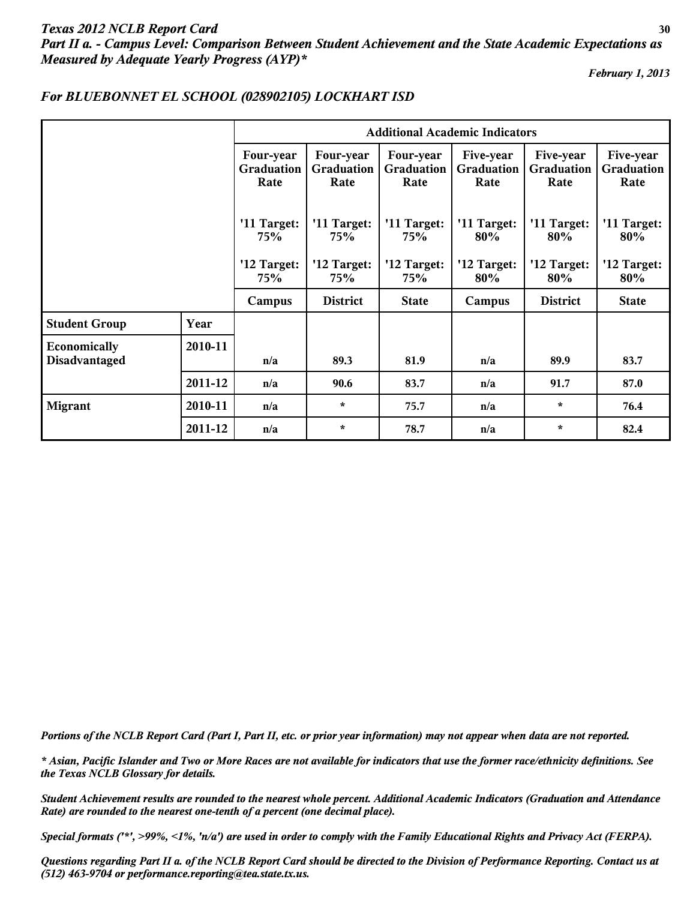*Texas 2012 NCLB Report Card*

***Part II a. - Campus Level: Comparison Between Student Achievement and the State Academic Expectations as Measured by Adequate Yearly Progress (AYP)****

*February 1, 2013*

## *For BLUEBONNET EL SCHOOL (028902105) LOCKHART ISD*

| | | Additional Academic Indicators | | | | | |
|---|---|---|---|---|---|---|---|
| | | Four-year Graduation Rate | Four-year Graduation Rate | Four-year Graduation Rate | Five-year Graduation Rate | Five-year Graduation Rate | Five-year Graduation Rate |
| | | '11 Target: 75% | '11 Target: 75% | '11 Target: 75% | '11 Target: 80% | '11 Target: 80% | '11 Target: 80% |
| | | '12 Target: 75% | '12 Target: 75% | '12 Target: 75% | '12 Target: 80% | '12 Target: 80% | '12 Target: 80% |
| | | Campus | District | State | Campus | District | State |
| **Student Group** | **Year** | | | | | | |
| **Economically Disadvantaged** | 2010-11 | n/a | 89.3 | 81.9 | n/a | 89.9 | 83.7 |
| | 2011-12 | n/a | 90.6 | 83.7 | n/a | 91.7 | 87.0 |
| **Migrant** | 2010-11 | n/a | * | 75.7 | n/a | * | 76.4 |
| | 2011-12 | n/a | * | 78.7 | n/a | * | 82.4 |

*Portions of the NCLB Report Card (Part I, Part II, etc. or prior year information) may not appear when data are not reported.*

** Asian, Pacific Islander and Two or More Races are not available for indicators that use the former race/ethnicity definitions. See the Texas NCLB Glossary for details.*

*Student Achievement results are rounded to the nearest whole percent. Additional Academic Indicators (Graduation and Attendance Rate) are rounded to the nearest one-tenth of a percent (one decimal place).*

*Special formats ('*', >99%, <1%, 'n/a') are used in order to comply with the Family Educational Rights and Privacy Act (FERPA).*

*Questions regarding Part II a. of the NCLB Report Card should be directed to the Division of Performance Reporting. Contact us at (512) 463-9704 or performance.reporting@tea.state.tx.us.*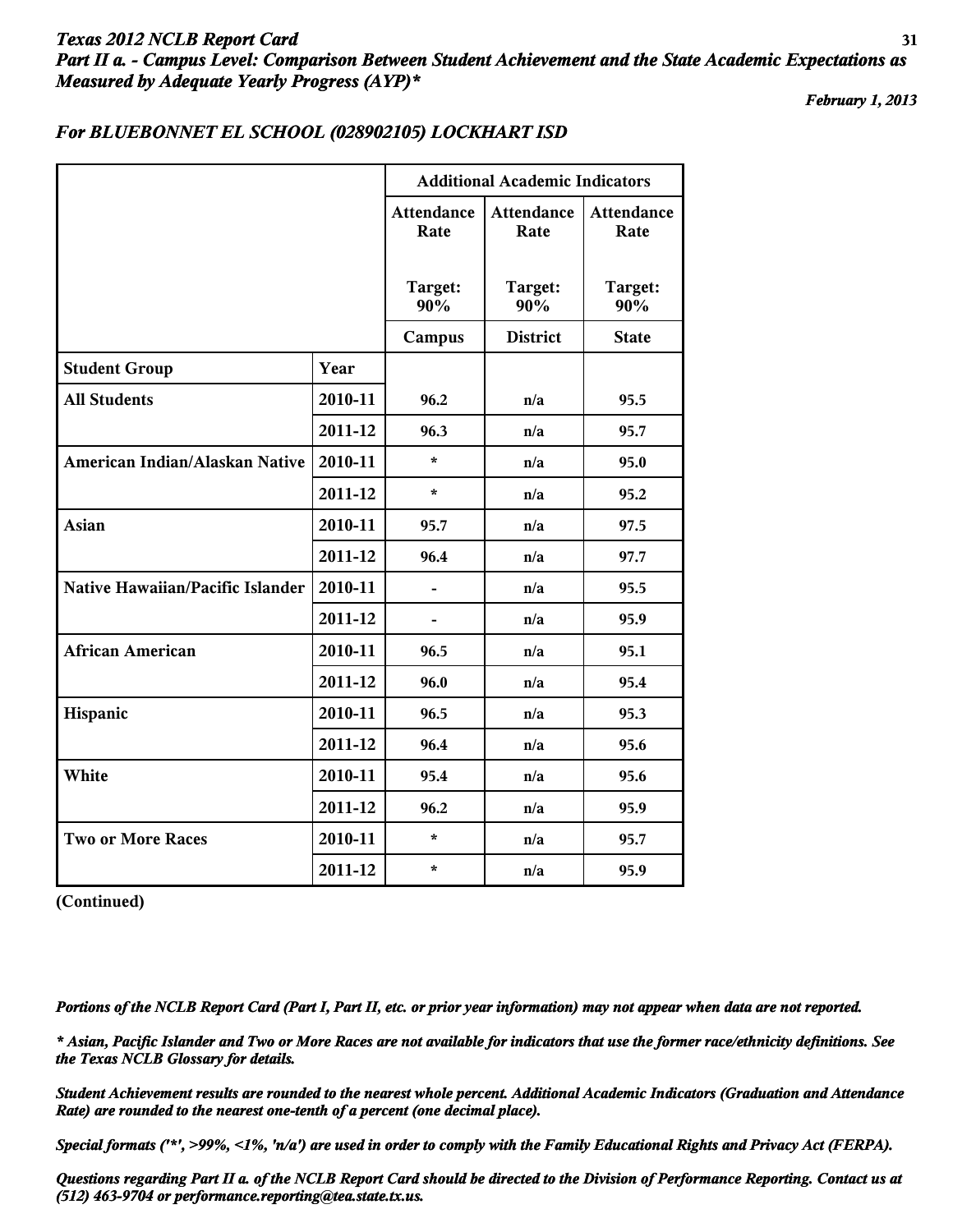*Texas 2012 NCLB Report Card*

***Part II a. - Campus Level: Comparison Between Student Achievement and the State Academic Expectations as Measured by Adequate Yearly Progress (AYP)****

***February 1, 2013***

### *For BLUEBONNET EL SCHOOL (028902105) LOCKHART ISD*

| | | Additional Academic Indicators | | |
|---|---|---|---|---|
| | | Attendance Rate<br><br>Target: 90% | Attendance Rate<br><br>Target: 90% | Attendance Rate<br><br>Target: 90% |
| | | Campus | District | State |
| **Student Group** | **Year** | | | |
| **All Students** | 2010-11 | 96.2 | n/a | 95.5 |
| | 2011-12 | 96.3 | n/a | 95.7 |
| **American Indian/Alaskan Native** | 2010-11 | * | n/a | 95.0 |
| | 2011-12 | * | n/a | 95.2 |
| **Asian** | 2010-11 | 95.7 | n/a | 97.5 |
| | 2011-12 | 96.4 | n/a | 97.7 |
| **Native Hawaiian/Pacific Islander** | 2010-11 | - | n/a | 95.5 |
| | 2011-12 | - | n/a | 95.9 |
| **African American** | 2010-11 | 96.5 | n/a | 95.1 |
| | 2011-12 | 96.0 | n/a | 95.4 |
| **Hispanic** | 2010-11 | 96.5 | n/a | 95.3 |
| | 2011-12 | 96.4 | n/a | 95.6 |
| **White** | 2010-11 | 95.4 | n/a | 95.6 |
| | 2011-12 | 96.2 | n/a | 95.9 |
| **Two or More Races** | 2010-11 | * | n/a | 95.7 |
| | 2011-12 | * | n/a | 95.9 |

**(Continued)**

*Portions of the NCLB Report Card (Part I, Part II, etc. or prior year information) may not appear when data are not reported.*

** Asian, Pacific Islander and Two or More Races are not available for indicators that use the former race/ethnicity definitions. See the Texas NCLB Glossary for details.*

*Student Achievement results are rounded to the nearest whole percent. Additional Academic Indicators (Graduation and Attendance Rate) are rounded to the nearest one-tenth of a percent (one decimal place).*

*Special formats ('*', >99%, <1%, 'n/a') are used in order to comply with the Family Educational Rights and Privacy Act (FERPA).*

*Questions regarding Part II a. of the NCLB Report Card should be directed to the Division of Performance Reporting. Contact us at (512) 463-9704 or performance.reporting@tea.state.tx.us.*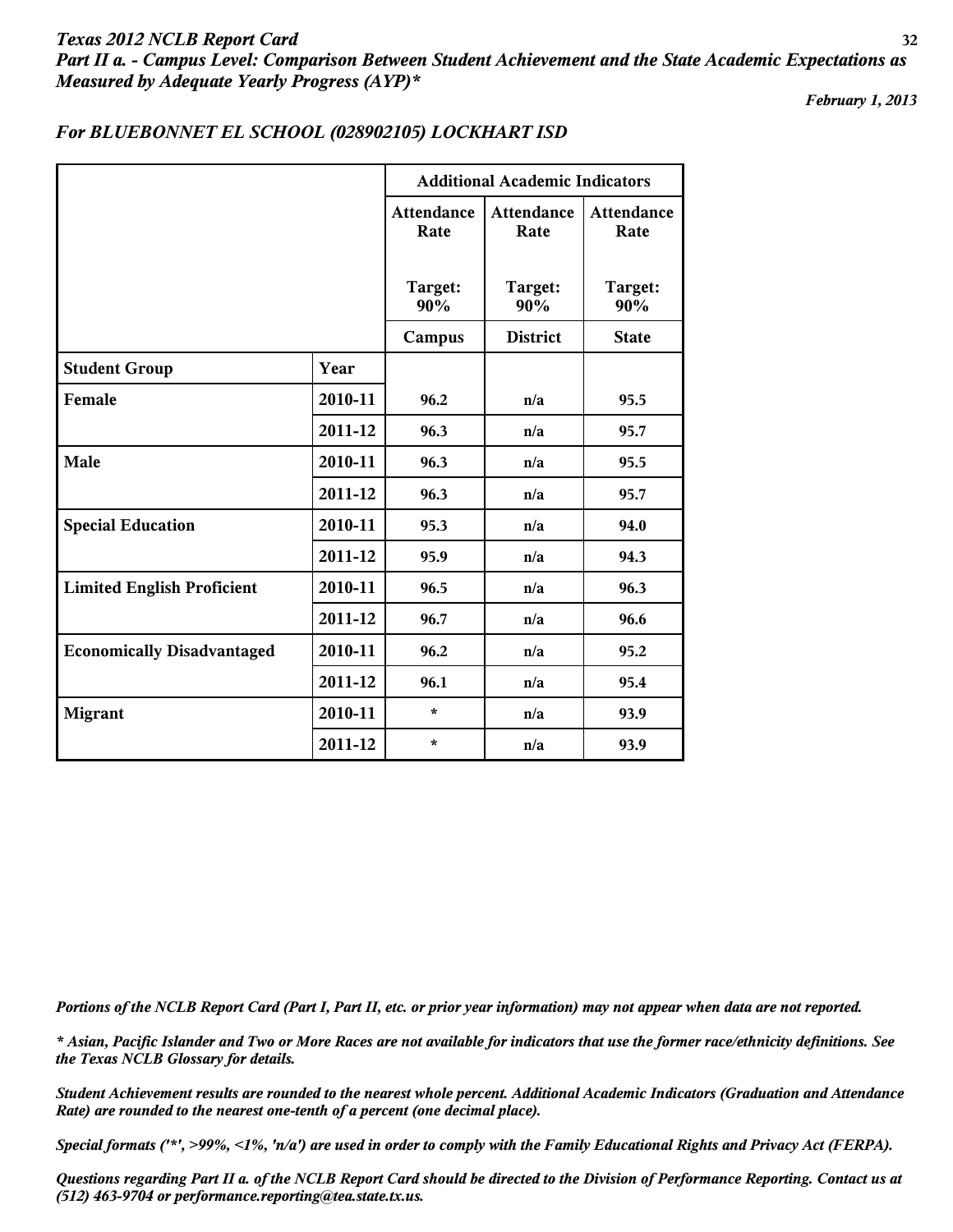*Texas 2012 NCLB Report Card*
***Part II a. - Campus Level: Comparison Between Student Achievement and the State Academic Expectations as Measured by Adequate Yearly Progress (AYP)****

*February 1, 2013*

***For BLUEBONNET EL SCHOOL (028902105) LOCKHART ISD***

| | | Additional Academic Indicators | | |
|---|---|---|---|---|
| | | Attendance Rate | Attendance Rate | Attendance Rate |
| | | Target: 90% | Target: 90% | Target: 90% |
| | | Campus | District | State |
| **Student Group** | **Year** | | | |
| **Female** | 2010-11 | 96.2 | n/a | 95.5 |
| | 2011-12 | 96.3 | n/a | 95.7 |
| **Male** | 2010-11 | 96.3 | n/a | 95.5 |
| | 2011-12 | 96.3 | n/a | 95.7 |
| **Special Education** | 2010-11 | 95.3 | n/a | 94.0 |
| | 2011-12 | 95.9 | n/a | 94.3 |
| **Limited English Proficient** | 2010-11 | 96.5 | n/a | 96.3 |
| | 2011-12 | 96.7 | n/a | 96.6 |
| **Economically Disadvantaged** | 2010-11 | 96.2 | n/a | 95.2 |
| | 2011-12 | 96.1 | n/a | 95.4 |
| **Migrant** | 2010-11 | * | n/a | 93.9 |
| | 2011-12 | * | n/a | 93.9 |

*Portions of the NCLB Report Card (Part I, Part II, etc. or prior year information) may not appear when data are not reported.*

** Asian, Pacific Islander and Two or More Races are not available for indicators that use the former race/ethnicity definitions. See the Texas NCLB Glossary for details.*

*Student Achievement results are rounded to the nearest whole percent. Additional Academic Indicators (Graduation and Attendance Rate) are rounded to the nearest one-tenth of a percent (one decimal place).*

*Special formats ('*', >99%, <1%, 'n/a') are used in order to comply with the Family Educational Rights and Privacy Act (FERPA).*

*Questions regarding Part II a. of the NCLB Report Card should be directed to the Division of Performance Reporting. Contact us at (512) 463-9704 or performance.reporting@tea.state.tx.us.*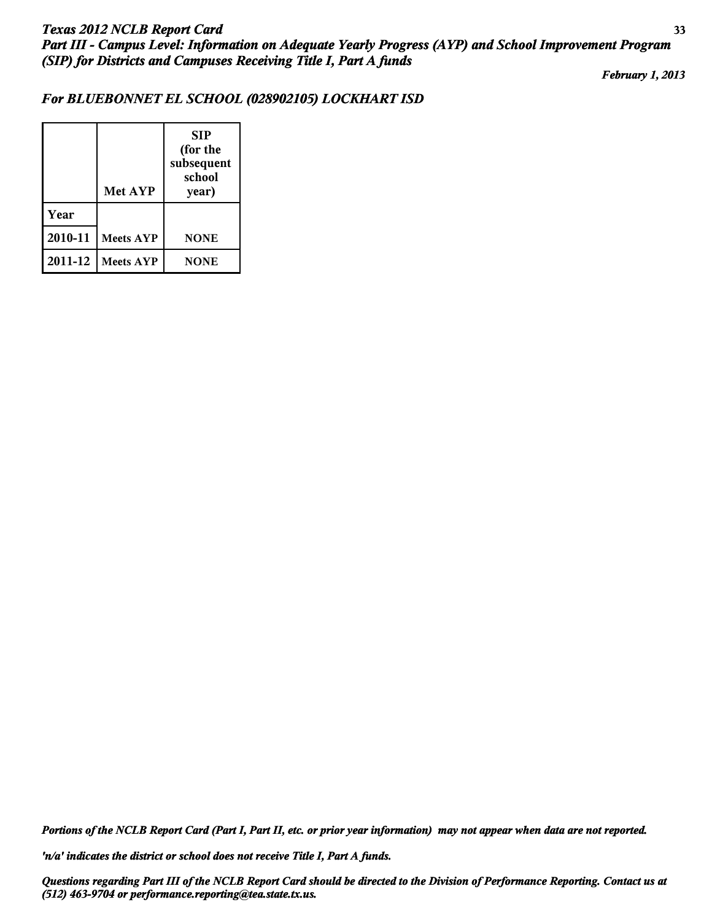***Texas 2012 NCLB Report Card***
***Part III - Campus Level: Information on Adequate Yearly Progress (AYP) and School Improvement Program (SIP) for Districts and Campuses Receiving Title I, Part A funds***

***February 1, 2013***

### *For BLUEBONNET EL SCHOOL (028902105) LOCKHART ISD*

| | Met AYP | SIP (for the subsequent school year) |
|---|---|---|
| **Year** | | |
| **2010-11** | Meets AYP | NONE |
| **2011-12** | Meets AYP | NONE |

*Portions of the NCLB Report Card (Part I, Part II, etc. or prior year information) may not appear when data are not reported.*

*'n/a' indicates the district or school does not receive Title I, Part A funds.*

*Questions regarding Part III of the NCLB Report Card should be directed to the Division of Performance Reporting. Contact us at (512) 463-9704 or performance.reporting@tea.state.tx.us.*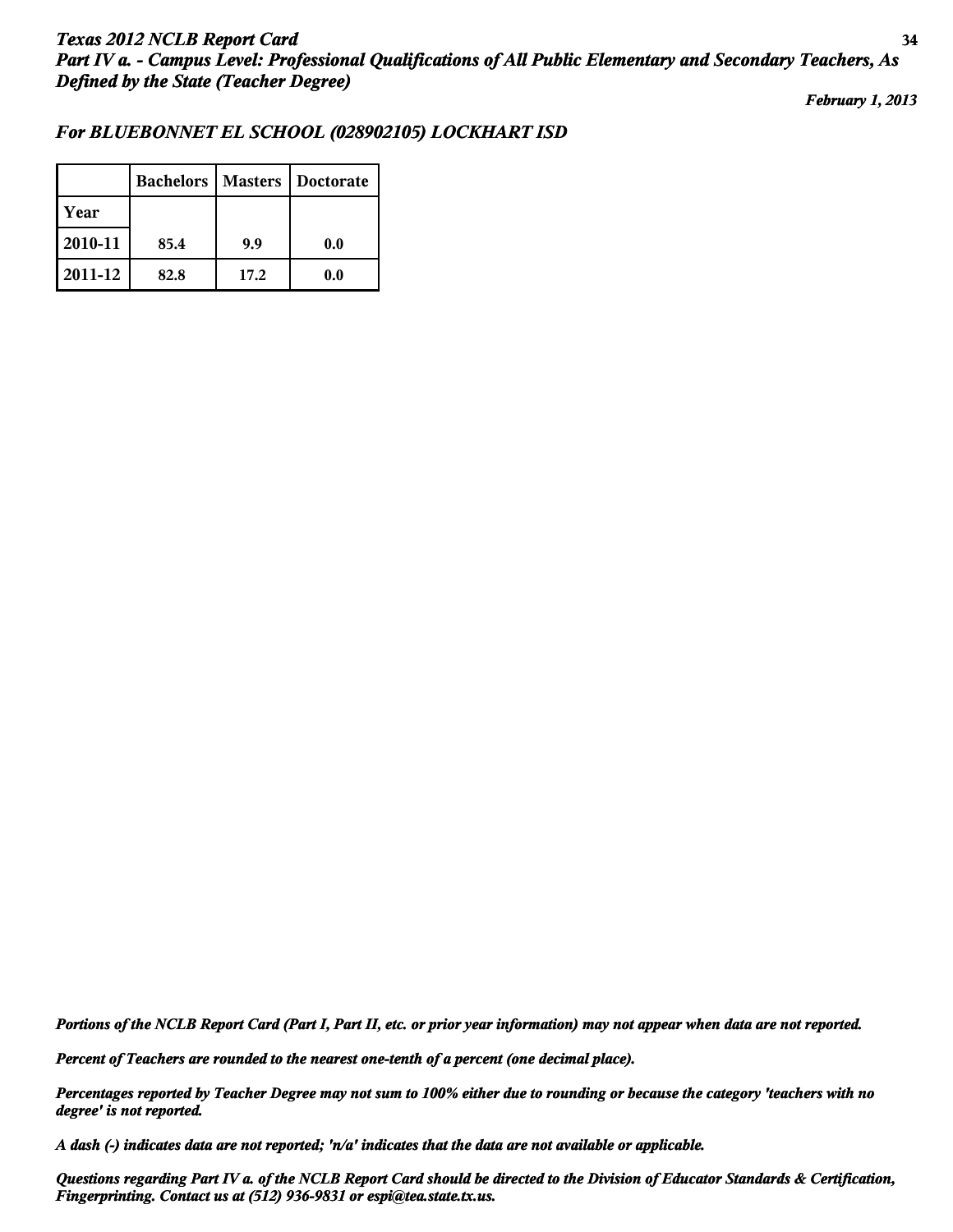*Texas 2012 NCLB Report Card*
## *Part IV a. - Campus Level: Professional Qualifications of All Public Elementary and Secondary Teachers, As Defined by the State (Teacher Degree)*

*February 1, 2013*

### *For BLUEBONNET EL SCHOOL (028902105) LOCKHART ISD*

| | Bachelors | Masters | Doctorate |
|---|---|---|---|
| Year | | | |
| 2010-11 | 85.4 | 9.9 | 0.0 |
| 2011-12 | 82.8 | 17.2 | 0.0 |

*Portions of the NCLB Report Card (Part I, Part II, etc. or prior year information) may not appear when data are not reported.*

*Percent of Teachers are rounded to the nearest one-tenth of a percent (one decimal place).*

*Percentages reported by Teacher Degree may not sum to 100% either due to rounding or because the category 'teachers with no degree' is not reported.*

*A dash (-) indicates data are not reported; 'n/a' indicates that the data are not available or applicable.*

*Questions regarding Part IV a. of the NCLB Report Card should be directed to the Division of Educator Standards & Certification, Fingerprinting. Contact us at (512) 936-9831 or espi@tea.state.tx.us.*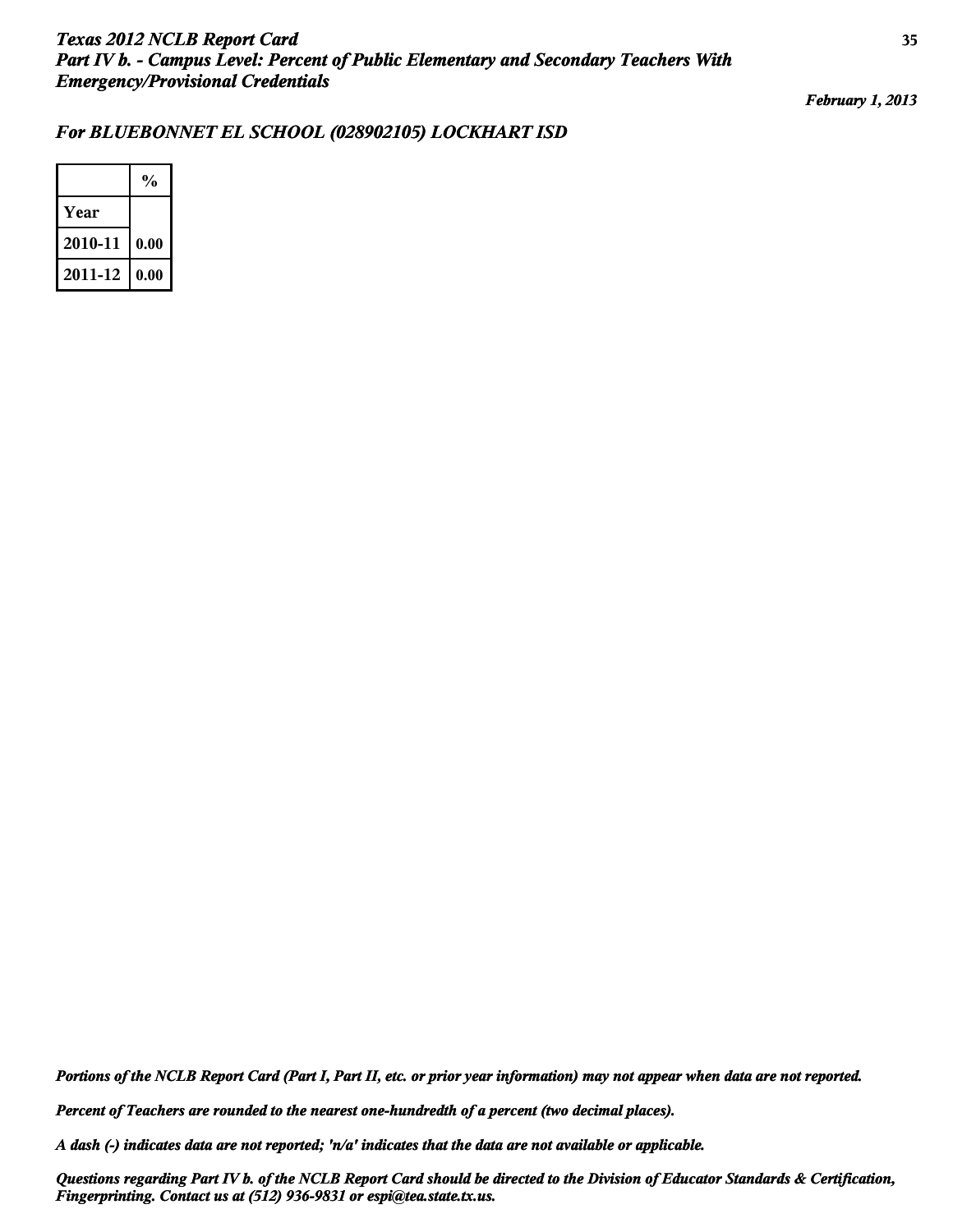*Texas 2012 NCLB Report Card*
*Part IV b. - Campus Level: Percent of Public Elementary and Secondary Teachers With Emergency/Provisional Credentials*

*February 1, 2013*

## *For BLUEBONNET EL SCHOOL (028902105) LOCKHART ISD*

| Year | % |
|---|---|
| 2010-11 | 0.00 |
| 2011-12 | 0.00 |

*Portions of the NCLB Report Card (Part I, Part II, etc. or prior year information) may not appear when data are not reported.*

*Percent of Teachers are rounded to the nearest one-hundredth of a percent (two decimal places).*

*A dash (-) indicates data are not reported; 'n/a' indicates that the data are not available or applicable.*

*Questions regarding Part IV b. of the NCLB Report Card should be directed to the Division of Educator Standards & Certification, Fingerprinting. Contact us at (512) 936-9831 or espi@tea.state.tx.us.*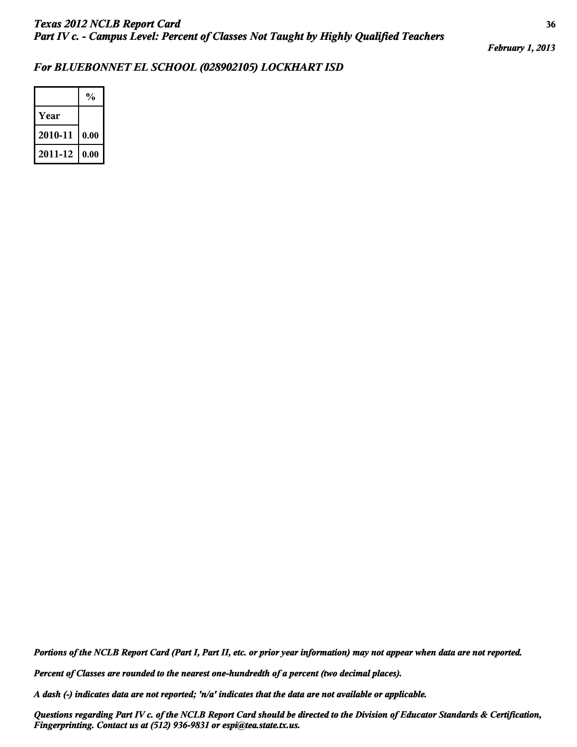***Texas 2012 NCLB Report Card***
***Part IV c. - Campus Level: Percent of Classes Not Taught by Highly Qualified Teachers***

***February 1, 2013***

### *For BLUEBONNET EL SCHOOL (028902105) LOCKHART ISD*

| | % |
|---|---|
| **Year** | |
| **2010-11** | 0.00 |
| **2011-12** | 0.00 |

*Portions of the NCLB Report Card (Part I, Part II, etc. or prior year information) may not appear when data are not reported.*

*Percent of Classes are rounded to the nearest one-hundredth of a percent (two decimal places).*

*A dash (-) indicates data are not reported; 'n/a' indicates that the data are not available or applicable.*

*Questions regarding Part IV c. of the NCLB Report Card should be directed to the Division of Educator Standards & Certification, Fingerprinting. Contact us at (512) 936-9831 or espi@tea.state.tx.us.*